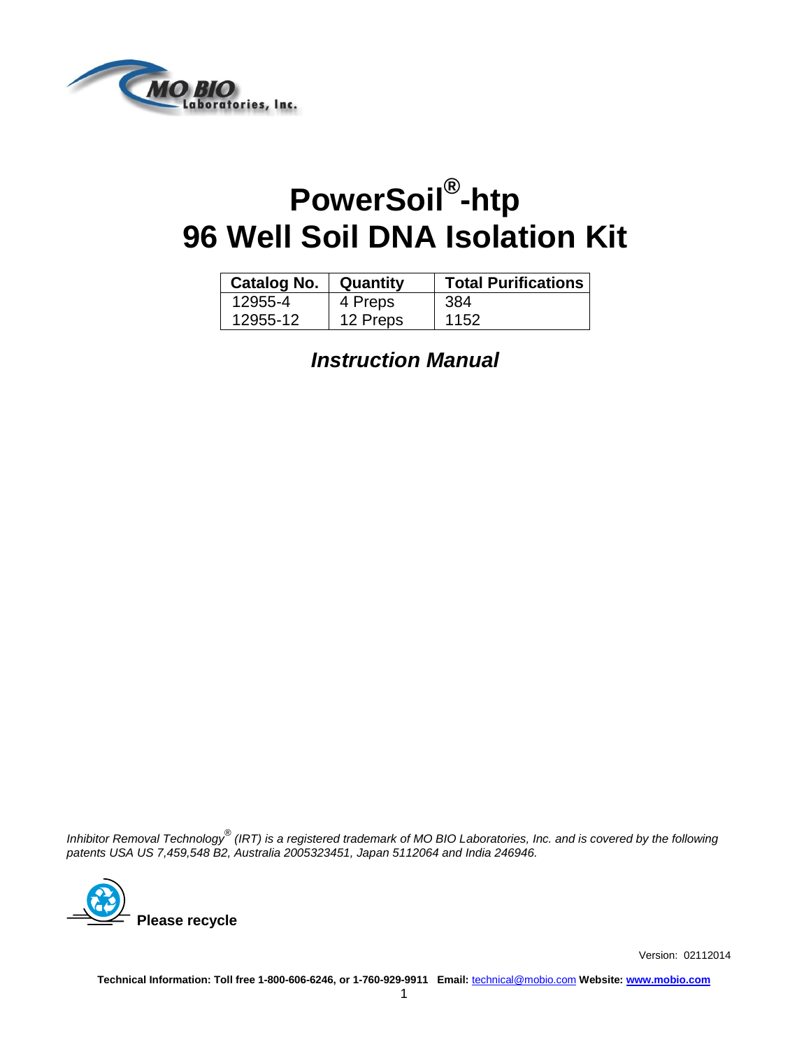MO BIO Laboratories, Inc.

# PowerSoil®-htp
# 96 Well Soil DNA Isolation Kit

| Catalog No. | Quantity | Total Purifications |
|---|---|---|
| 12955-4 | 4 Preps | 384 |
| 12955-12 | 12 Preps | 1152 |

## *Instruction Manual*

*Inhibitor Removal Technology® (IRT) is a registered trademark of MO BIO Laboratories, Inc. and is covered by the following patents USA US 7,459,548 B2, Australia 2005323451, Japan 5112064 and India 246946.*

**Please recycle**

Version: 02112014

**Technical Information: Toll free 1-800-606-6246, or 1-760-929-9911 Email:** technical@mobio.com **Website: www.mobio.com**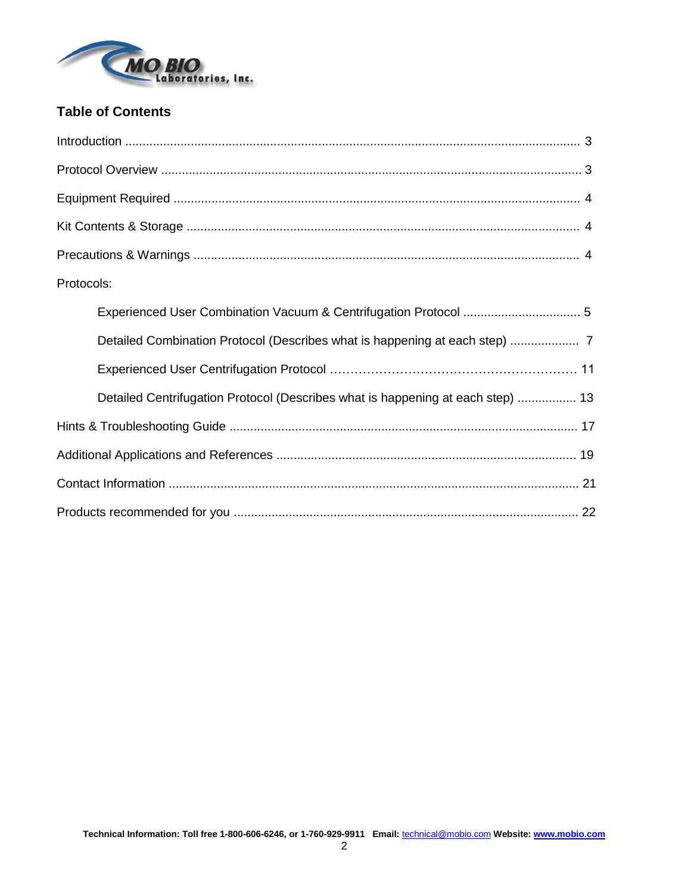## Table of Contents

Introduction ........................................................................................................................ 3

Protocol Overview .............................................................................................................. 3

Equipment Required .......................................................................................................... 4

Kit Contents & Storage ...................................................................................................... 4

Precautions & Warnings .................................................................................................... 4

Protocols:

- Experienced User Combination Vacuum & Centrifugation Protocol .................................. 5
- Detailed Combination Protocol (Describes what is happening at each step) .................... 7
- Experienced User Centrifugation Protocol ……………………………………………………. 11
- Detailed Centrifugation Protocol (Describes what is happening at each step) ................. 13

Hints & Troubleshooting Guide ......................................................................................... 17

Additional Applications and References ........................................................................... 19

Contact Information .......................................................................................................... 21

Products recommended for you ....................................................................................... 22

**Technical Information: Toll free 1-800-606-6246, or 1-760-929-9911 Email:** technical@mobio.com **Website:** **www.mobio.com**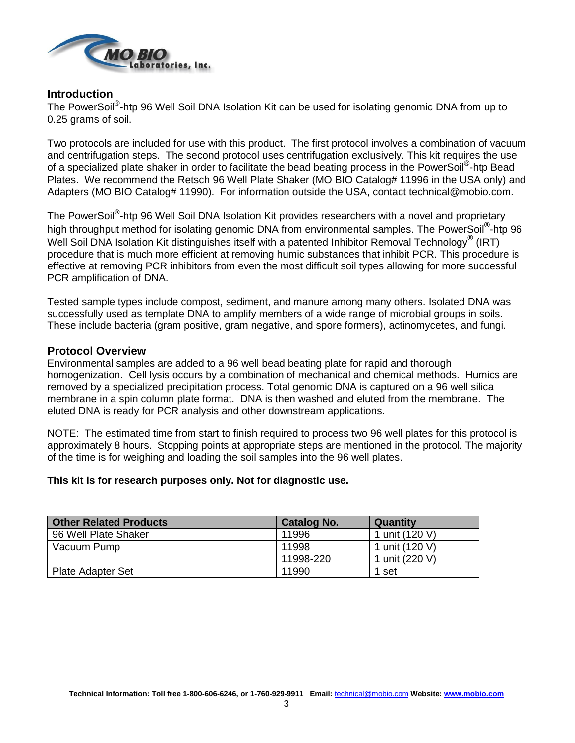## Introduction

The PowerSoil®-htp 96 Well Soil DNA Isolation Kit can be used for isolating genomic DNA from up to 0.25 grams of soil.

Two protocols are included for use with this product. The first protocol involves a combination of vacuum and centrifugation steps. The second protocol uses centrifugation exclusively. This kit requires the use of a specialized plate shaker in order to facilitate the bead beating process in the PowerSoil®-htp Bead Plates. We recommend the Retsch 96 Well Plate Shaker (MO BIO Catalog# 11996 in the USA only) and Adapters (MO BIO Catalog# 11990). For information outside the USA, contact technical@mobio.com.

The PowerSoil®-htp 96 Well Soil DNA Isolation Kit provides researchers with a novel and proprietary high throughput method for isolating genomic DNA from environmental samples. The PowerSoil®-htp 96 Well Soil DNA Isolation Kit distinguishes itself with a patented Inhibitor Removal Technology® (IRT) procedure that is much more efficient at removing humic substances that inhibit PCR. This procedure is effective at removing PCR inhibitors from even the most difficult soil types allowing for more successful PCR amplification of DNA.

Tested sample types include compost, sediment, and manure among many others. Isolated DNA was successfully used as template DNA to amplify members of a wide range of microbial groups in soils. These include bacteria (gram positive, gram negative, and spore formers), actinomycetes, and fungi.

## Protocol Overview

Environmental samples are added to a 96 well bead beating plate for rapid and thorough homogenization. Cell lysis occurs by a combination of mechanical and chemical methods. Humics are removed by a specialized precipitation process. Total genomic DNA is captured on a 96 well silica membrane in a spin column plate format. DNA is then washed and eluted from the membrane. The eluted DNA is ready for PCR analysis and other downstream applications.

NOTE: The estimated time from start to finish required to process two 96 well plates for this protocol is approximately 8 hours. Stopping points at appropriate steps are mentioned in the protocol. The majority of the time is for weighing and loading the soil samples into the 96 well plates.

**This kit is for research purposes only. Not for diagnostic use.**

| Other Related Products | Catalog No. | Quantity |
|---|---|---|
| 96 Well Plate Shaker | 11996 | 1 unit (120 V) |
| Vacuum Pump | 11998<br>11998-220 | 1 unit (120 V)<br>1 unit (220 V) |
| Plate Adapter Set | 11990 | 1 set |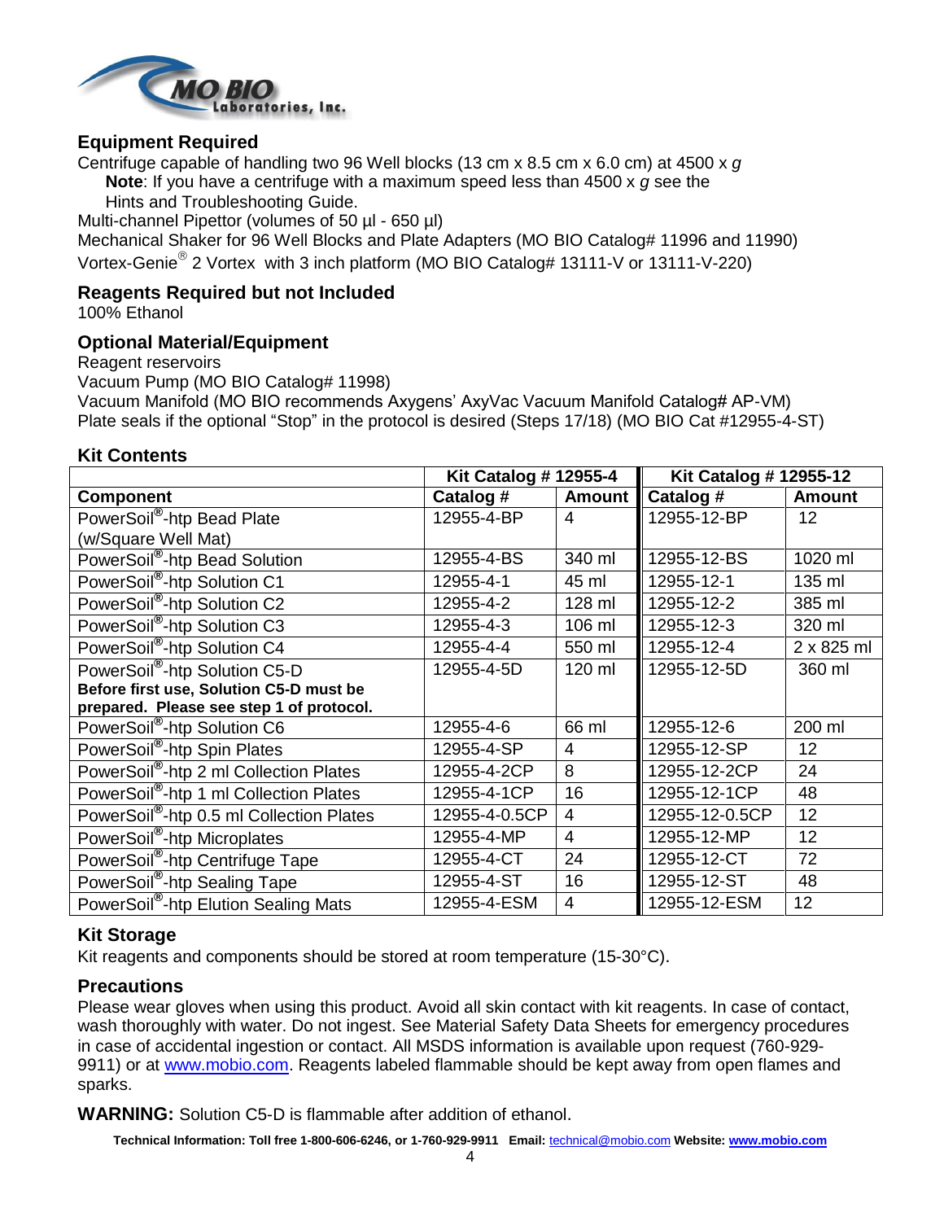## Equipment Required

Centrifuge capable of handling two 96 Well blocks (13 cm x 8.5 cm x 6.0 cm) at 4500 x *g*

**Note**: If you have a centrifuge with a maximum speed less than 4500 x *g* see the Hints and Troubleshooting Guide.

Multi-channel Pipettor (volumes of 50 µl - 650 µl)

Mechanical Shaker for 96 Well Blocks and Plate Adapters (MO BIO Catalog# 11996 and 11990)

Vortex-Genie® 2 Vortex with 3 inch platform (MO BIO Catalog# 13111-V or 13111-V-220)

## Reagents Required but not Included

100% Ethanol

## Optional Material/Equipment

Reagent reservoirs

Vacuum Pump (MO BIO Catalog# 11998)

Vacuum Manifold (MO BIO recommends Axygens' AxyVac Vacuum Manifold Catalog# AP-VM)

Plate seals if the optional "Stop" in the protocol is desired (Steps 17/18) (MO BIO Cat #12955-4-ST)

## Kit Contents

| | Kit Catalog # 12955-4 | | Kit Catalog # 12955-12 | |
|---|---|---|---|---|
| **Component** | **Catalog #** | **Amount** | **Catalog #** | **Amount** |
| PowerSoil®-htp Bead Plate (w/Square Well Mat) | 12955-4-BP | 4 | 12955-12-BP | 12 |
| PowerSoil®-htp Bead Solution | 12955-4-BS | 340 ml | 12955-12-BS | 1020 ml |
| PowerSoil®-htp Solution C1 | 12955-4-1 | 45 ml | 12955-12-1 | 135 ml |
| PowerSoil®-htp Solution C2 | 12955-4-2 | 128 ml | 12955-12-2 | 385 ml |
| PowerSoil®-htp Solution C3 | 12955-4-3 | 106 ml | 12955-12-3 | 320 ml |
| PowerSoil®-htp Solution C4 | 12955-4-4 | 550 ml | 12955-12-4 | 2 x 825 ml |
| PowerSoil®-htp Solution C5-D **Before first use, Solution C5-D must be prepared. Please see step 1 of protocol.** | 12955-4-5D | 120 ml | 12955-12-5D | 360 ml |
| PowerSoil®-htp Solution C6 | 12955-4-6 | 66 ml | 12955-12-6 | 200 ml |
| PowerSoil®-htp Spin Plates | 12955-4-SP | 4 | 12955-12-SP | 12 |
| PowerSoil®-htp 2 ml Collection Plates | 12955-4-2CP | 8 | 12955-12-2CP | 24 |
| PowerSoil®-htp 1 ml Collection Plates | 12955-4-1CP | 16 | 12955-12-1CP | 48 |
| PowerSoil®-htp 0.5 ml Collection Plates | 12955-4-0.5CP | 4 | 12955-12-0.5CP | 12 |
| PowerSoil®-htp Microplates | 12955-4-MP | 4 | 12955-12-MP | 12 |
| PowerSoil®-htp Centrifuge Tape | 12955-4-CT | 24 | 12955-12-CT | 72 |
| PowerSoil®-htp Sealing Tape | 12955-4-ST | 16 | 12955-12-ST | 48 |
| PowerSoil®-htp Elution Sealing Mats | 12955-4-ESM | 4 | 12955-12-ESM | 12 |

## Kit Storage

Kit reagents and components should be stored at room temperature (15-30°C).

## Precautions

Please wear gloves when using this product. Avoid all skin contact with kit reagents. In case of contact, wash thoroughly with water. Do not ingest. See Material Safety Data Sheets for emergency procedures in case of accidental ingestion or contact. All MSDS information is available upon request (760-929-9911) or at www.mobio.com. Reagents labeled flammable should be kept away from open flames and sparks.

**WARNING:** Solution C5-D is flammable after addition of ethanol.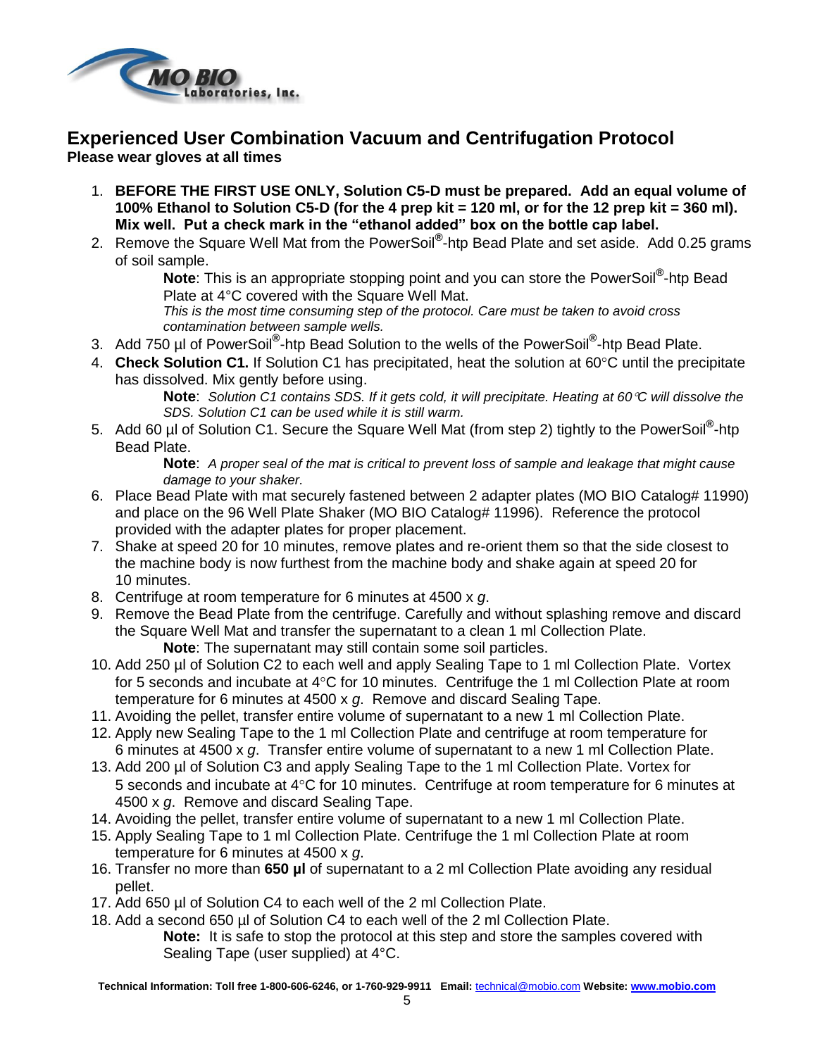## Experienced User Combination Vacuum and Centrifugation Protocol

**Please wear gloves at all times**

1. **BEFORE THE FIRST USE ONLY, Solution C5-D must be prepared. Add an equal volume of 100% Ethanol to Solution C5-D (for the 4 prep kit = 120 ml, or for the 12 prep kit = 360 ml). Mix well. Put a check mark in the "ethanol added" box on the bottle cap label.**
2. Remove the Square Well Mat from the PowerSoil®-htp Bead Plate and set aside. Add 0.25 grams of soil sample.

   **Note**: This is an appropriate stopping point and you can store the PowerSoil®-htp Bead Plate at 4°C covered with the Square Well Mat.

   *This is the most time consuming step of the protocol. Care must be taken to avoid cross contamination between sample wells.*
3. Add 750 µl of PowerSoil®-htp Bead Solution to the wells of the PowerSoil®-htp Bead Plate.
4. **Check Solution C1.** If Solution C1 has precipitated, heat the solution at 60°C until the precipitate has dissolved. Mix gently before using.

   **Note**: *Solution C1 contains SDS. If it gets cold, it will precipitate. Heating at 60°C will dissolve the SDS. Solution C1 can be used while it is still warm.*
5. Add 60 µl of Solution C1. Secure the Square Well Mat (from step 2) tightly to the PowerSoil®-htp Bead Plate.

   **Note**: *A proper seal of the mat is critical to prevent loss of sample and leakage that might cause damage to your shaker.*
6. Place Bead Plate with mat securely fastened between 2 adapter plates (MO BIO Catalog# 11990) and place on the 96 Well Plate Shaker (MO BIO Catalog# 11996). Reference the protocol provided with the adapter plates for proper placement.
7. Shake at speed 20 for 10 minutes, remove plates and re-orient them so that the side closest to the machine body is now furthest from the machine body and shake again at speed 20 for 10 minutes.
8. Centrifuge at room temperature for 6 minutes at 4500 x *g*.
9. Remove the Bead Plate from the centrifuge. Carefully and without splashing remove and discard the Square Well Mat and transfer the supernatant to a clean 1 ml Collection Plate.

   **Note**: The supernatant may still contain some soil particles.
10. Add 250 µl of Solution C2 to each well and apply Sealing Tape to 1 ml Collection Plate. Vortex for 5 seconds and incubate at 4°C for 10 minutes. Centrifuge the 1 ml Collection Plate at room temperature for 6 minutes at 4500 x *g*. Remove and discard Sealing Tape.
11. Avoiding the pellet, transfer entire volume of supernatant to a new 1 ml Collection Plate.
12. Apply new Sealing Tape to the 1 ml Collection Plate and centrifuge at room temperature for 6 minutes at 4500 x *g*. Transfer entire volume of supernatant to a new 1 ml Collection Plate.
13. Add 200 µl of Solution C3 and apply Sealing Tape to the 1 ml Collection Plate. Vortex for 5 seconds and incubate at 4°C for 10 minutes. Centrifuge at room temperature for 6 minutes at 4500 x *g*. Remove and discard Sealing Tape.
14. Avoiding the pellet, transfer entire volume of supernatant to a new 1 ml Collection Plate.
15. Apply Sealing Tape to 1 ml Collection Plate. Centrifuge the 1 ml Collection Plate at room temperature for 6 minutes at 4500 x *g*.
16. Transfer no more than **650 µl** of supernatant to a 2 ml Collection Plate avoiding any residual pellet.
17. Add 650 µl of Solution C4 to each well of the 2 ml Collection Plate.
18. Add a second 650 µl of Solution C4 to each well of the 2 ml Collection Plate.

    **Note:** It is safe to stop the protocol at this step and store the samples covered with Sealing Tape (user supplied) at 4°C.

**Technical Information: Toll free 1-800-606-6246, or 1-760-929-9911 Email:** technical@mobio.com **Website: www.mobio.com**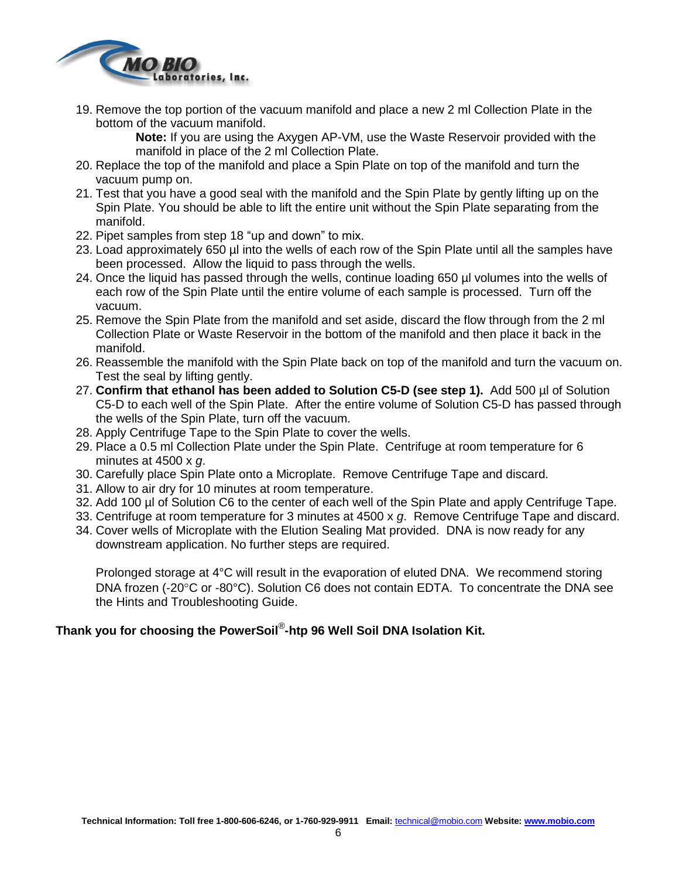19. Remove the top portion of the vacuum manifold and place a new 2 ml Collection Plate in the bottom of the vacuum manifold.

    **Note:** If you are using the Axygen AP-VM, use the Waste Reservoir provided with the manifold in place of the 2 ml Collection Plate.

20. Replace the top of the manifold and place a Spin Plate on top of the manifold and turn the vacuum pump on.
21. Test that you have a good seal with the manifold and the Spin Plate by gently lifting up on the Spin Plate. You should be able to lift the entire unit without the Spin Plate separating from the manifold.
22. Pipet samples from step 18 “up and down” to mix.
23. Load approximately 650 µl into the wells of each row of the Spin Plate until all the samples have been processed. Allow the liquid to pass through the wells.
24. Once the liquid has passed through the wells, continue loading 650 µl volumes into the wells of each row of the Spin Plate until the entire volume of each sample is processed. Turn off the vacuum.
25. Remove the Spin Plate from the manifold and set aside, discard the flow through from the 2 ml Collection Plate or Waste Reservoir in the bottom of the manifold and then place it back in the manifold.
26. Reassemble the manifold with the Spin Plate back on top of the manifold and turn the vacuum on. Test the seal by lifting gently.
27. **Confirm that ethanol has been added to Solution C5-D (see step 1).** Add 500 µl of Solution C5-D to each well of the Spin Plate. After the entire volume of Solution C5-D has passed through the wells of the Spin Plate, turn off the vacuum.
28. Apply Centrifuge Tape to the Spin Plate to cover the wells.
29. Place a 0.5 ml Collection Plate under the Spin Plate. Centrifuge at room temperature for 6 minutes at 4500 x *g*.
30. Carefully place Spin Plate onto a Microplate. Remove Centrifuge Tape and discard.
31. Allow to air dry for 10 minutes at room temperature.
32. Add 100 µl of Solution C6 to the center of each well of the Spin Plate and apply Centrifuge Tape.
33. Centrifuge at room temperature for 3 minutes at 4500 x *g*. Remove Centrifuge Tape and discard.
34. Cover wells of Microplate with the Elution Sealing Mat provided. DNA is now ready for any downstream application. No further steps are required.

    Prolonged storage at 4°C will result in the evaporation of eluted DNA. We recommend storing DNA frozen (-20°C or -80°C). Solution C6 does not contain EDTA. To concentrate the DNA see the Hints and Troubleshooting Guide.

**Thank you for choosing the PowerSoil®-htp 96 Well Soil DNA Isolation Kit.**

**Technical Information: Toll free 1-800-606-6246, or 1-760-929-9911 Email:** technical@mobio.com **Website: www.mobio.com**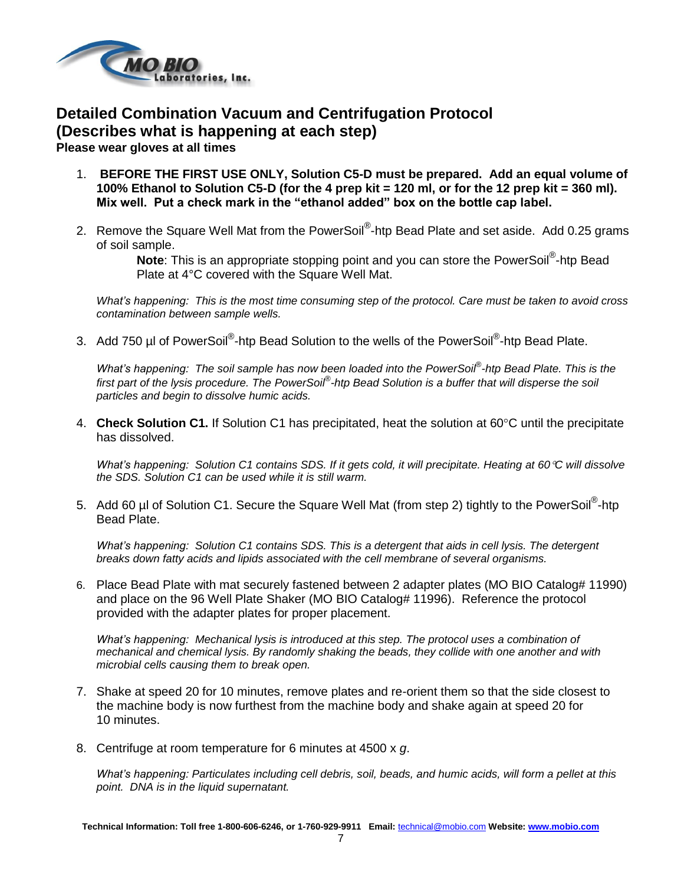## Detailed Combination Vacuum and Centrifugation Protocol (Describes what is happening at each step)

**Please wear gloves at all times**

1. **BEFORE THE FIRST USE ONLY, Solution C5-D must be prepared. Add an equal volume of 100% Ethanol to Solution C5-D (for the 4 prep kit = 120 ml, or for the 12 prep kit = 360 ml). Mix well. Put a check mark in the "ethanol added" box on the bottle cap label.**

2. Remove the Square Well Mat from the PowerSoil®-htp Bead Plate and set aside. Add 0.25 grams of soil sample.

   **Note**: This is an appropriate stopping point and you can store the PowerSoil®-htp Bead Plate at 4°C covered with the Square Well Mat.

   *What's happening: This is the most time consuming step of the protocol. Care must be taken to avoid cross contamination between sample wells.*

3. Add 750 µl of PowerSoil®-htp Bead Solution to the wells of the PowerSoil®-htp Bead Plate.

   *What's happening: The soil sample has now been loaded into the PowerSoil®-htp Bead Plate. This is the first part of the lysis procedure. The PowerSoil®-htp Bead Solution is a buffer that will disperse the soil particles and begin to dissolve humic acids.*

4. **Check Solution C1.** If Solution C1 has precipitated, heat the solution at 60°C until the precipitate has dissolved.

   *What's happening: Solution C1 contains SDS. If it gets cold, it will precipitate. Heating at 60°C will dissolve the SDS. Solution C1 can be used while it is still warm.*

5. Add 60 µl of Solution C1. Secure the Square Well Mat (from step 2) tightly to the PowerSoil®-htp Bead Plate.

   *What's happening: Solution C1 contains SDS. This is a detergent that aids in cell lysis. The detergent breaks down fatty acids and lipids associated with the cell membrane of several organisms.*

6. Place Bead Plate with mat securely fastened between 2 adapter plates (MO BIO Catalog# 11990) and place on the 96 Well Plate Shaker (MO BIO Catalog# 11996). Reference the protocol provided with the adapter plates for proper placement.

   *What's happening: Mechanical lysis is introduced at this step. The protocol uses a combination of mechanical and chemical lysis. By randomly shaking the beads, they collide with one another and with microbial cells causing them to break open.*

7. Shake at speed 20 for 10 minutes, remove plates and re-orient them so that the side closest to the machine body is now furthest from the machine body and shake again at speed 20 for 10 minutes.

8. Centrifuge at room temperature for 6 minutes at 4500 x *g*.

   *What's happening: Particulates including cell debris, soil, beads, and humic acids, will form a pellet at this point. DNA is in the liquid supernatant.*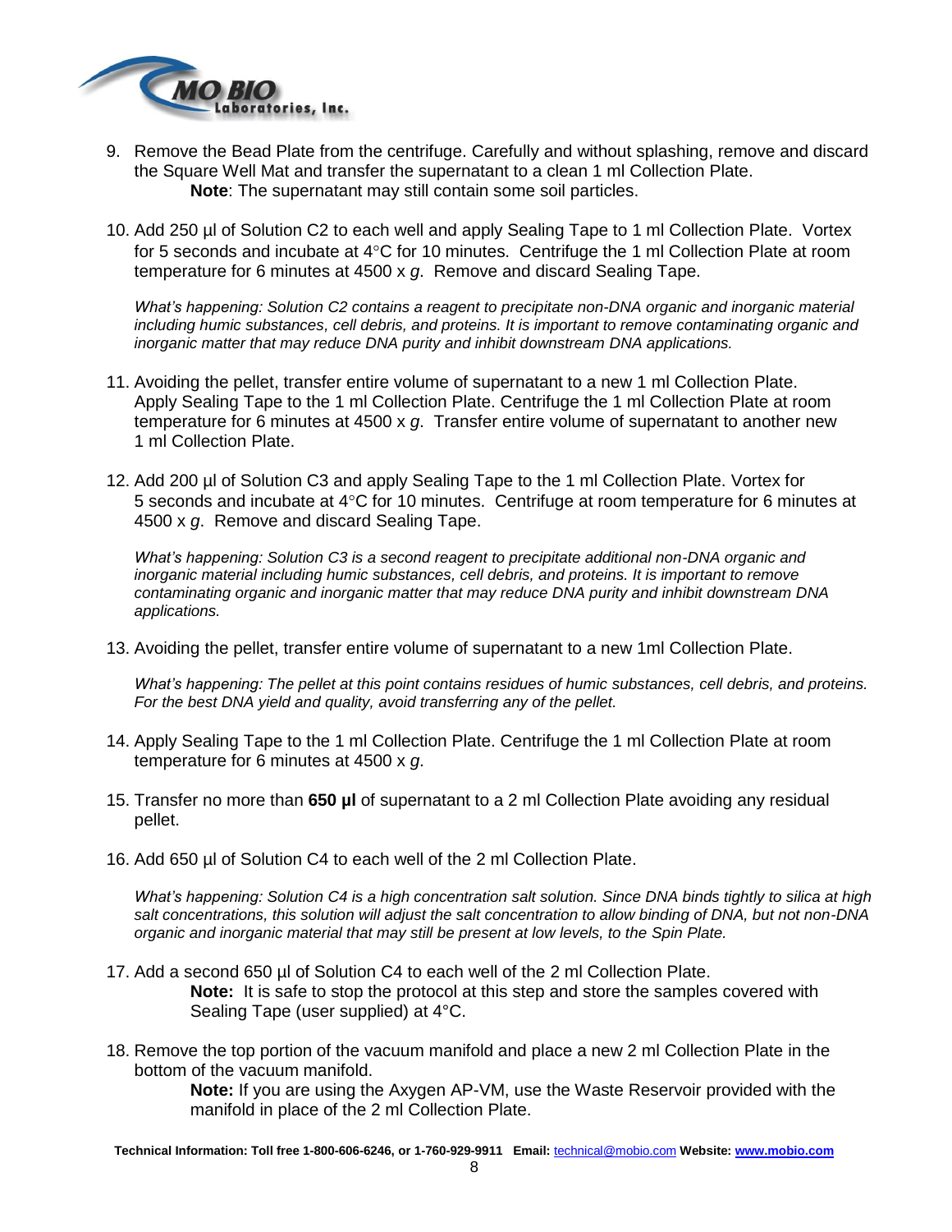9. Remove the Bead Plate from the centrifuge. Carefully and without splashing, remove and discard the Square Well Mat and transfer the supernatant to a clean 1 ml Collection Plate.
   **Note**: The supernatant may still contain some soil particles.

10. Add 250 µl of Solution C2 to each well and apply Sealing Tape to 1 ml Collection Plate. Vortex for 5 seconds and incubate at 4°C for 10 minutes. Centrifuge the 1 ml Collection Plate at room temperature for 6 minutes at 4500 x *g*. Remove and discard Sealing Tape.

    *What's happening: Solution C2 contains a reagent to precipitate non-DNA organic and inorganic material including humic substances, cell debris, and proteins. It is important to remove contaminating organic and inorganic matter that may reduce DNA purity and inhibit downstream DNA applications.*

11. Avoiding the pellet, transfer entire volume of supernatant to a new 1 ml Collection Plate. Apply Sealing Tape to the 1 ml Collection Plate. Centrifuge the 1 ml Collection Plate at room temperature for 6 minutes at 4500 x *g*. Transfer entire volume of supernatant to another new 1 ml Collection Plate.

12. Add 200 µl of Solution C3 and apply Sealing Tape to the 1 ml Collection Plate. Vortex for 5 seconds and incubate at 4°C for 10 minutes. Centrifuge at room temperature for 6 minutes at 4500 x *g*. Remove and discard Sealing Tape.

    *What's happening: Solution C3 is a second reagent to precipitate additional non-DNA organic and inorganic material including humic substances, cell debris, and proteins. It is important to remove contaminating organic and inorganic matter that may reduce DNA purity and inhibit downstream DNA applications.*

13. Avoiding the pellet, transfer entire volume of supernatant to a new 1ml Collection Plate.

    *What's happening: The pellet at this point contains residues of humic substances, cell debris, and proteins. For the best DNA yield and quality, avoid transferring any of the pellet.*

14. Apply Sealing Tape to the 1 ml Collection Plate. Centrifuge the 1 ml Collection Plate at room temperature for 6 minutes at 4500 x *g*.

15. Transfer no more than **650 µl** of supernatant to a 2 ml Collection Plate avoiding any residual pellet.

16. Add 650 µl of Solution C4 to each well of the 2 ml Collection Plate.

    *What's happening: Solution C4 is a high concentration salt solution. Since DNA binds tightly to silica at high salt concentrations, this solution will adjust the salt concentration to allow binding of DNA, but not non-DNA organic and inorganic material that may still be present at low levels, to the Spin Plate.*

17. Add a second 650 µl of Solution C4 to each well of the 2 ml Collection Plate.
    **Note:** It is safe to stop the protocol at this step and store the samples covered with Sealing Tape (user supplied) at 4°C.

18. Remove the top portion of the vacuum manifold and place a new 2 ml Collection Plate in the bottom of the vacuum manifold.
    **Note:** If you are using the Axygen AP-VM, use the Waste Reservoir provided with the manifold in place of the 2 ml Collection Plate.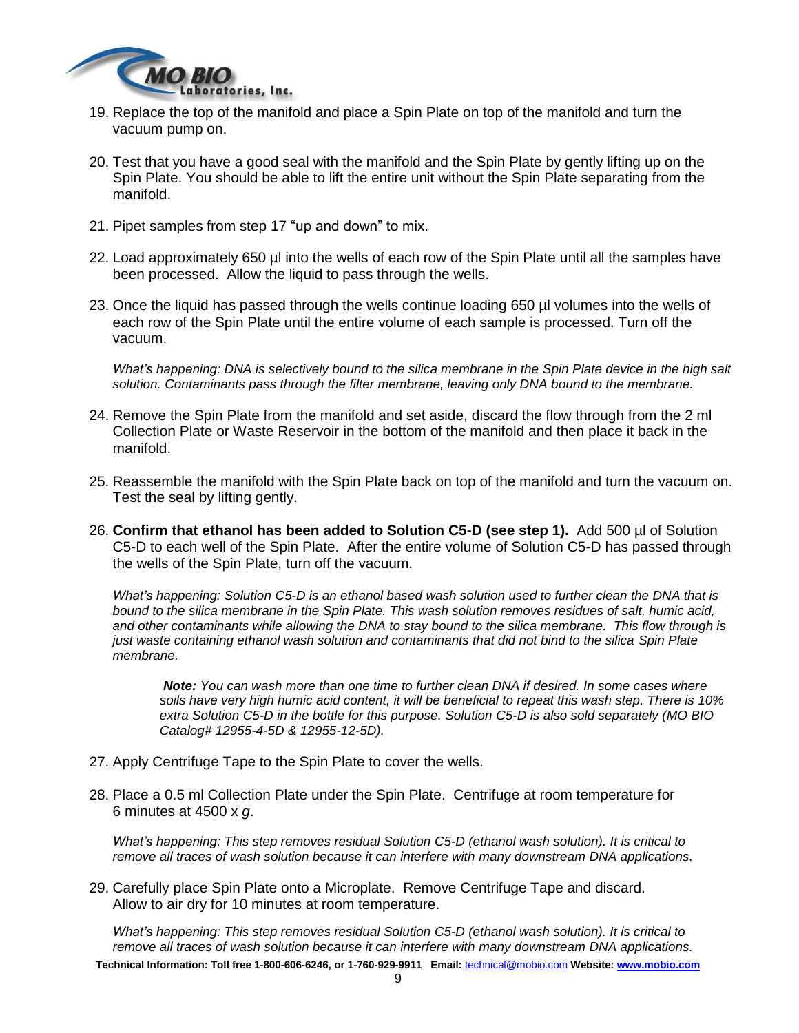19. Replace the top of the manifold and place a Spin Plate on top of the manifold and turn the vacuum pump on.

20. Test that you have a good seal with the manifold and the Spin Plate by gently lifting up on the Spin Plate. You should be able to lift the entire unit without the Spin Plate separating from the manifold.

21. Pipet samples from step 17 "up and down" to mix.

22. Load approximately 650 µl into the wells of each row of the Spin Plate until all the samples have been processed. Allow the liquid to pass through the wells.

23. Once the liquid has passed through the wells continue loading 650 µl volumes into the wells of each row of the Spin Plate until the entire volume of each sample is processed. Turn off the vacuum.

    *What's happening: DNA is selectively bound to the silica membrane in the Spin Plate device in the high salt solution. Contaminants pass through the filter membrane, leaving only DNA bound to the membrane.*

24. Remove the Spin Plate from the manifold and set aside, discard the flow through from the 2 ml Collection Plate or Waste Reservoir in the bottom of the manifold and then place it back in the manifold.

25. Reassemble the manifold with the Spin Plate back on top of the manifold and turn the vacuum on. Test the seal by lifting gently.

26. **Confirm that ethanol has been added to Solution C5-D (see step 1).** Add 500 µl of Solution C5-D to each well of the Spin Plate. After the entire volume of Solution C5-D has passed through the wells of the Spin Plate, turn off the vacuum.

    *What's happening: Solution C5-D is an ethanol based wash solution used to further clean the DNA that is bound to the silica membrane in the Spin Plate. This wash solution removes residues of salt, humic acid, and other contaminants while allowing the DNA to stay bound to the silica membrane. This flow through is just waste containing ethanol wash solution and contaminants that did not bind to the silica Spin Plate membrane.*

    > ***Note:*** *You can wash more than one time to further clean DNA if desired. In some cases where soils have very high humic acid content, it will be beneficial to repeat this wash step. There is 10% extra Solution C5-D in the bottle for this purpose. Solution C5-D is also sold separately (MO BIO Catalog# 12955-4-5D & 12955-12-5D).*

27. Apply Centrifuge Tape to the Spin Plate to cover the wells.

28. Place a 0.5 ml Collection Plate under the Spin Plate. Centrifuge at room temperature for 6 minutes at 4500 x *g*.

    *What's happening: This step removes residual Solution C5-D (ethanol wash solution). It is critical to remove all traces of wash solution because it can interfere with many downstream DNA applications.*

29. Carefully place Spin Plate onto a Microplate. Remove Centrifuge Tape and discard. Allow to air dry for 10 minutes at room temperature.

    *What's happening: This step removes residual Solution C5-D (ethanol wash solution). It is critical to remove all traces of wash solution because it can interfere with many downstream DNA applications.*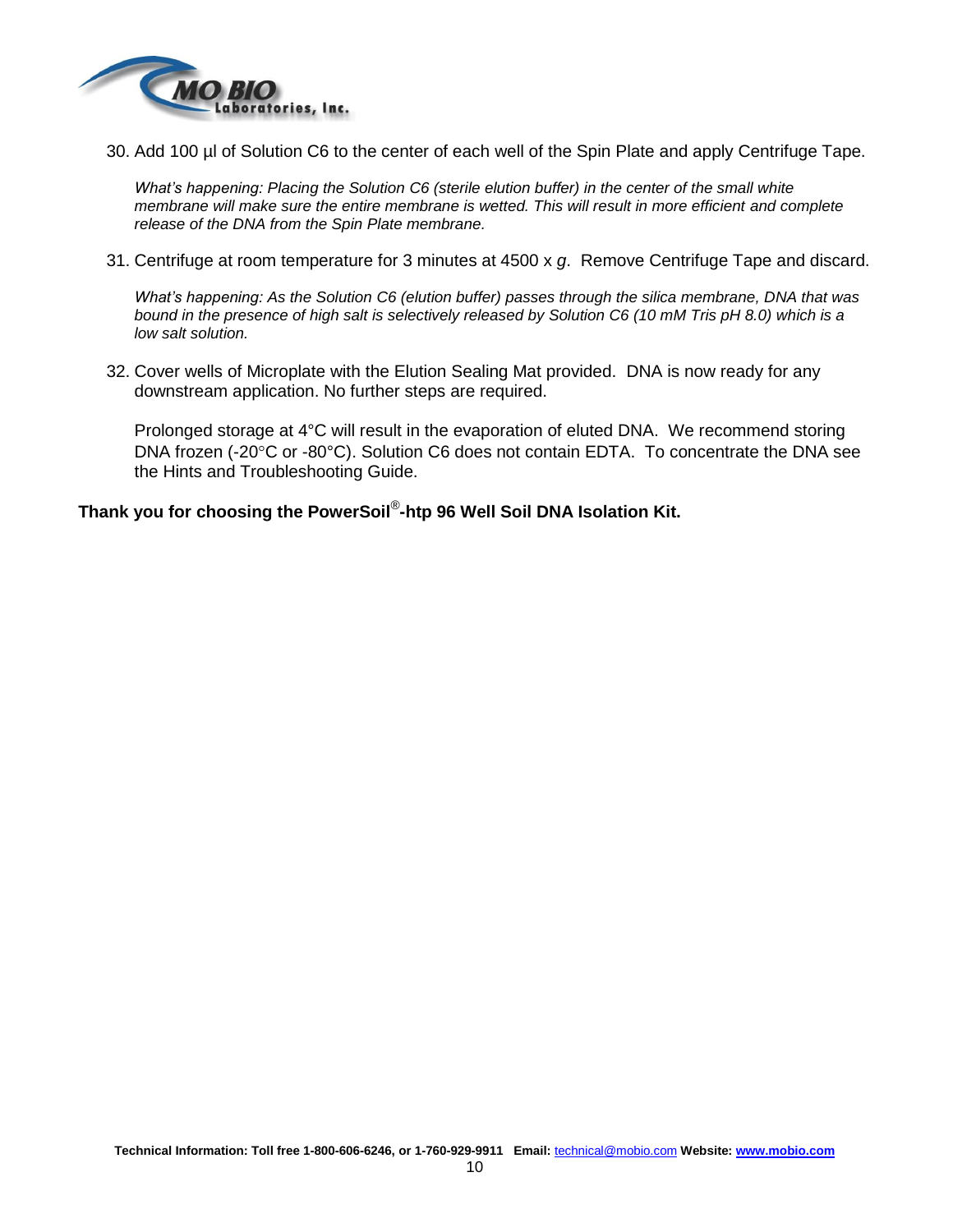30. Add 100 µl of Solution C6 to the center of each well of the Spin Plate and apply Centrifuge Tape.

    *What's happening: Placing the Solution C6 (sterile elution buffer) in the center of the small white membrane will make sure the entire membrane is wetted. This will result in more efficient and complete release of the DNA from the Spin Plate membrane.*

31. Centrifuge at room temperature for 3 minutes at 4500 x *g*. Remove Centrifuge Tape and discard.

    *What's happening: As the Solution C6 (elution buffer) passes through the silica membrane, DNA that was bound in the presence of high salt is selectively released by Solution C6 (10 mM Tris pH 8.0) which is a low salt solution.*

32. Cover wells of Microplate with the Elution Sealing Mat provided. DNA is now ready for any downstream application. No further steps are required.

    Prolonged storage at 4°C will result in the evaporation of eluted DNA. We recommend storing DNA frozen (-20°C or -80°C). Solution C6 does not contain EDTA. To concentrate the DNA see the Hints and Troubleshooting Guide.

**Thank you for choosing the PowerSoil®-htp 96 Well Soil DNA Isolation Kit.**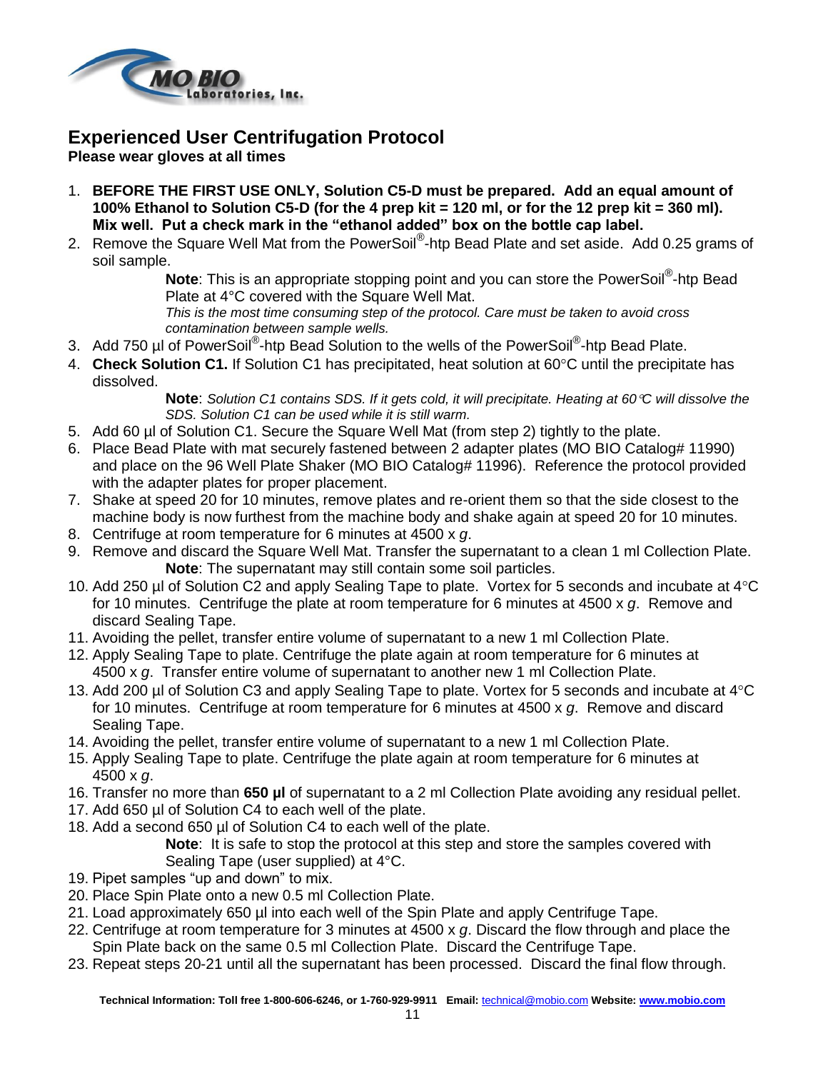## Experienced User Centrifugation Protocol

**Please wear gloves at all times**

1. **BEFORE THE FIRST USE ONLY, Solution C5-D must be prepared. Add an equal amount of 100% Ethanol to Solution C5-D (for the 4 prep kit = 120 ml, or for the 12 prep kit = 360 ml). Mix well. Put a check mark in the "ethanol added" box on the bottle cap label.**
2. Remove the Square Well Mat from the PowerSoil®-htp Bead Plate and set aside. Add 0.25 grams of soil sample.

   **Note**: This is an appropriate stopping point and you can store the PowerSoil®-htp Bead Plate at 4°C covered with the Square Well Mat.

   *This is the most time consuming step of the protocol. Care must be taken to avoid cross contamination between sample wells.*
3. Add 750 µl of PowerSoil®-htp Bead Solution to the wells of the PowerSoil®-htp Bead Plate.
4. **Check Solution C1.** If Solution C1 has precipitated, heat solution at 60°C until the precipitate has dissolved.

   **Note**: *Solution C1 contains SDS. If it gets cold, it will precipitate. Heating at 60°C will dissolve the SDS. Solution C1 can be used while it is still warm.*
5. Add 60 µl of Solution C1. Secure the Square Well Mat (from step 2) tightly to the plate.
6. Place Bead Plate with mat securely fastened between 2 adapter plates (MO BIO Catalog# 11990) and place on the 96 Well Plate Shaker (MO BIO Catalog# 11996). Reference the protocol provided with the adapter plates for proper placement.
7. Shake at speed 20 for 10 minutes, remove plates and re-orient them so that the side closest to the machine body is now furthest from the machine body and shake again at speed 20 for 10 minutes.
8. Centrifuge at room temperature for 6 minutes at 4500 x *g*.
9. Remove and discard the Square Well Mat. Transfer the supernatant to a clean 1 ml Collection Plate.

   **Note**: The supernatant may still contain some soil particles.
10. Add 250 µl of Solution C2 and apply Sealing Tape to plate. Vortex for 5 seconds and incubate at 4°C for 10 minutes. Centrifuge the plate at room temperature for 6 minutes at 4500 x *g*. Remove and discard Sealing Tape.
11. Avoiding the pellet, transfer entire volume of supernatant to a new 1 ml Collection Plate.
12. Apply Sealing Tape to plate. Centrifuge the plate again at room temperature for 6 minutes at 4500 x *g*. Transfer entire volume of supernatant to another new 1 ml Collection Plate.
13. Add 200 µl of Solution C3 and apply Sealing Tape to plate. Vortex for 5 seconds and incubate at 4°C for 10 minutes. Centrifuge at room temperature for 6 minutes at 4500 x *g*. Remove and discard Sealing Tape.
14. Avoiding the pellet, transfer entire volume of supernatant to a new 1 ml Collection Plate.
15. Apply Sealing Tape to plate. Centrifuge the plate again at room temperature for 6 minutes at 4500 x *g*.
16. Transfer no more than **650 µl** of supernatant to a 2 ml Collection Plate avoiding any residual pellet.
17. Add 650 µl of Solution C4 to each well of the plate.
18. Add a second 650 µl of Solution C4 to each well of the plate.

    **Note**: It is safe to stop the protocol at this step and store the samples covered with Sealing Tape (user supplied) at 4°C.
19. Pipet samples "up and down" to mix.
20. Place Spin Plate onto a new 0.5 ml Collection Plate.
21. Load approximately 650 µl into each well of the Spin Plate and apply Centrifuge Tape.
22. Centrifuge at room temperature for 3 minutes at 4500 x *g*. Discard the flow through and place the Spin Plate back on the same 0.5 ml Collection Plate. Discard the Centrifuge Tape.
23. Repeat steps 20-21 until all the supernatant has been processed. Discard the final flow through.

**Technical Information: Toll free 1-800-606-6246, or 1-760-929-9911 Email:** technical@mobio.com **Website: www.mobio.com**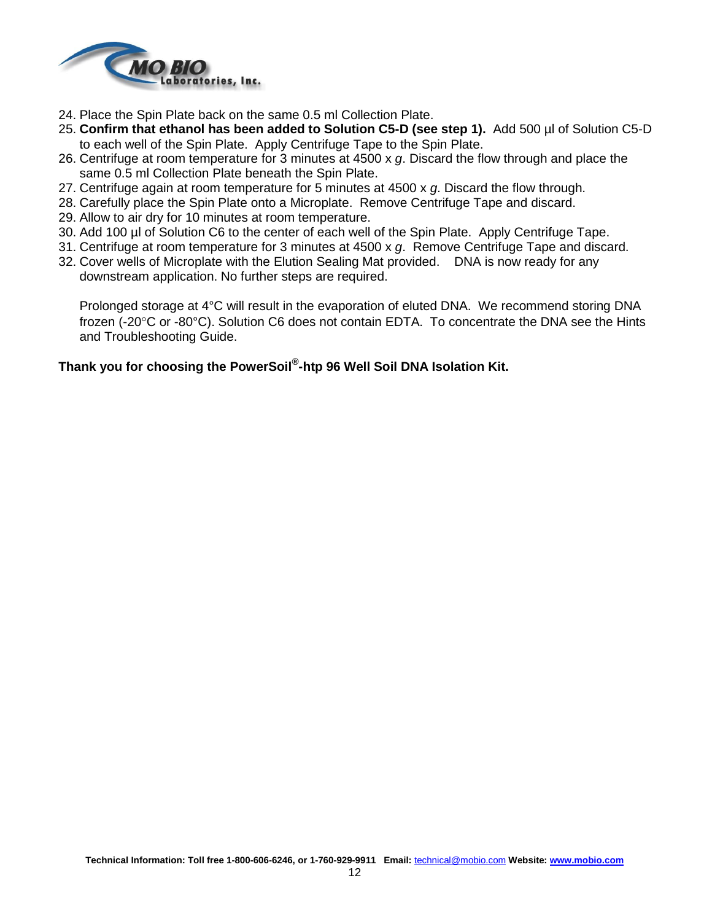24. Place the Spin Plate back on the same 0.5 ml Collection Plate.
25. **Confirm that ethanol has been added to Solution C5-D (see step 1).** Add 500 µl of Solution C5-D to each well of the Spin Plate. Apply Centrifuge Tape to the Spin Plate.
26. Centrifuge at room temperature for 3 minutes at 4500 x *g*. Discard the flow through and place the same 0.5 ml Collection Plate beneath the Spin Plate.
27. Centrifuge again at room temperature for 5 minutes at 4500 x *g*. Discard the flow through.
28. Carefully place the Spin Plate onto a Microplate. Remove Centrifuge Tape and discard.
29. Allow to air dry for 10 minutes at room temperature.
30. Add 100 µl of Solution C6 to the center of each well of the Spin Plate. Apply Centrifuge Tape.
31. Centrifuge at room temperature for 3 minutes at 4500 x *g*. Remove Centrifuge Tape and discard.
32. Cover wells of Microplate with the Elution Sealing Mat provided. DNA is now ready for any downstream application. No further steps are required.

    Prolonged storage at 4°C will result in the evaporation of eluted DNA. We recommend storing DNA frozen (-20°C or -80°C). Solution C6 does not contain EDTA. To concentrate the DNA see the Hints and Troubleshooting Guide.

**Thank you for choosing the PowerSoil®-htp 96 Well Soil DNA Isolation Kit.**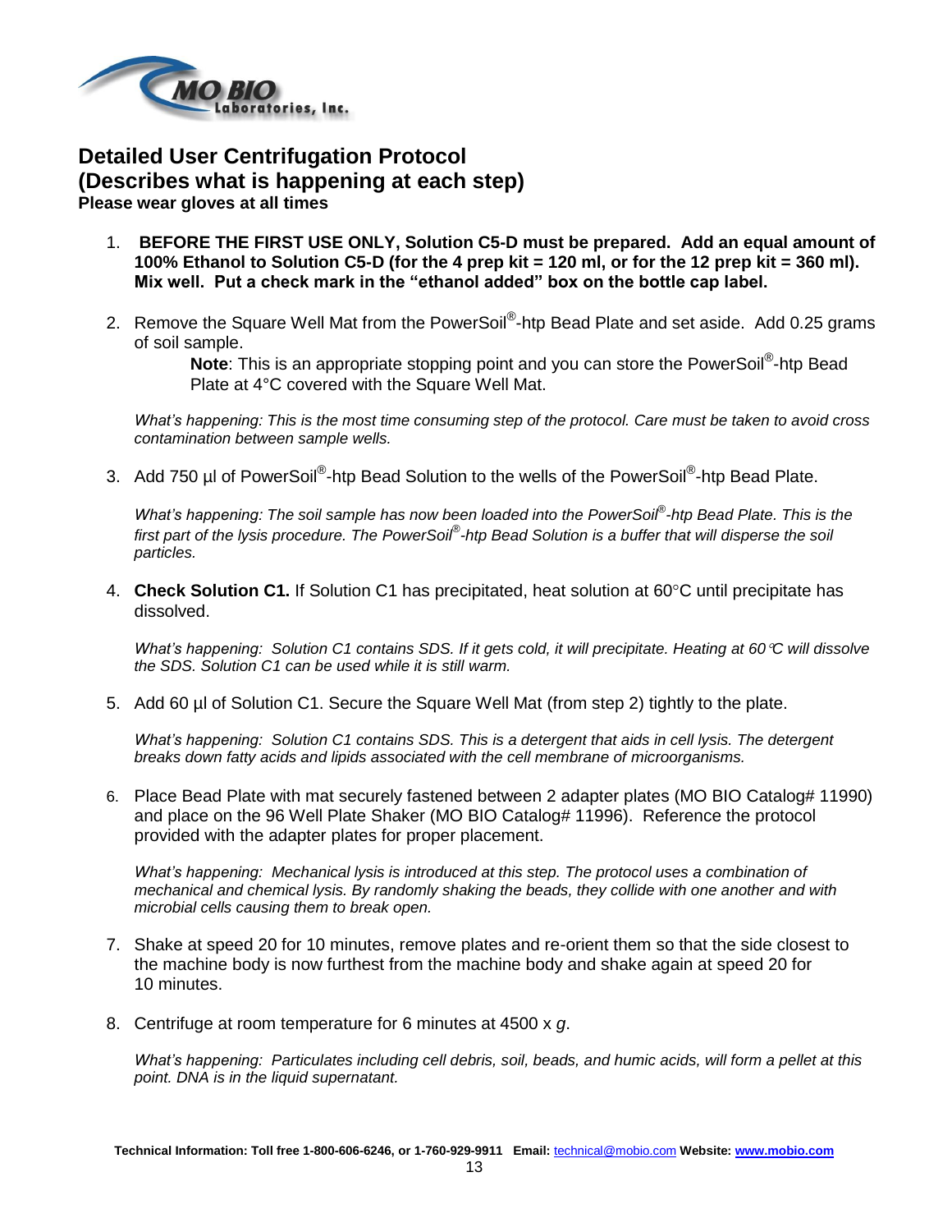## Detailed User Centrifugation Protocol
## (Describes what is happening at each step)

**Please wear gloves at all times**

1. **BEFORE THE FIRST USE ONLY, Solution C5-D must be prepared. Add an equal amount of 100% Ethanol to Solution C5-D (for the 4 prep kit = 120 ml, or for the 12 prep kit = 360 ml). Mix well. Put a check mark in the "ethanol added" box on the bottle cap label.**

2. Remove the Square Well Mat from the PowerSoil®-htp Bead Plate and set aside. Add 0.25 grams of soil sample.

   **Note**: This is an appropriate stopping point and you can store the PowerSoil®-htp Bead Plate at 4°C covered with the Square Well Mat.

   *What's happening: This is the most time consuming step of the protocol. Care must be taken to avoid cross contamination between sample wells.*

3. Add 750 µl of PowerSoil®-htp Bead Solution to the wells of the PowerSoil®-htp Bead Plate.

   *What's happening: The soil sample has now been loaded into the PowerSoil®-htp Bead Plate. This is the first part of the lysis procedure. The PowerSoil®-htp Bead Solution is a buffer that will disperse the soil particles.*

4. **Check Solution C1.** If Solution C1 has precipitated, heat solution at 60°C until precipitate has dissolved.

   *What's happening: Solution C1 contains SDS. If it gets cold, it will precipitate. Heating at 60°C will dissolve the SDS. Solution C1 can be used while it is still warm.*

5. Add 60 µl of Solution C1. Secure the Square Well Mat (from step 2) tightly to the plate.

   *What's happening: Solution C1 contains SDS. This is a detergent that aids in cell lysis. The detergent breaks down fatty acids and lipids associated with the cell membrane of microorganisms.*

6. Place Bead Plate with mat securely fastened between 2 adapter plates (MO BIO Catalog# 11990) and place on the 96 Well Plate Shaker (MO BIO Catalog# 11996). Reference the protocol provided with the adapter plates for proper placement.

   *What's happening: Mechanical lysis is introduced at this step. The protocol uses a combination of mechanical and chemical lysis. By randomly shaking the beads, they collide with one another and with microbial cells causing them to break open.*

7. Shake at speed 20 for 10 minutes, remove plates and re-orient them so that the side closest to the machine body is now furthest from the machine body and shake again at speed 20 for 10 minutes.

8. Centrifuge at room temperature for 6 minutes at 4500 x *g*.

   *What's happening: Particulates including cell debris, soil, beads, and humic acids, will form a pellet at this point. DNA is in the liquid supernatant.*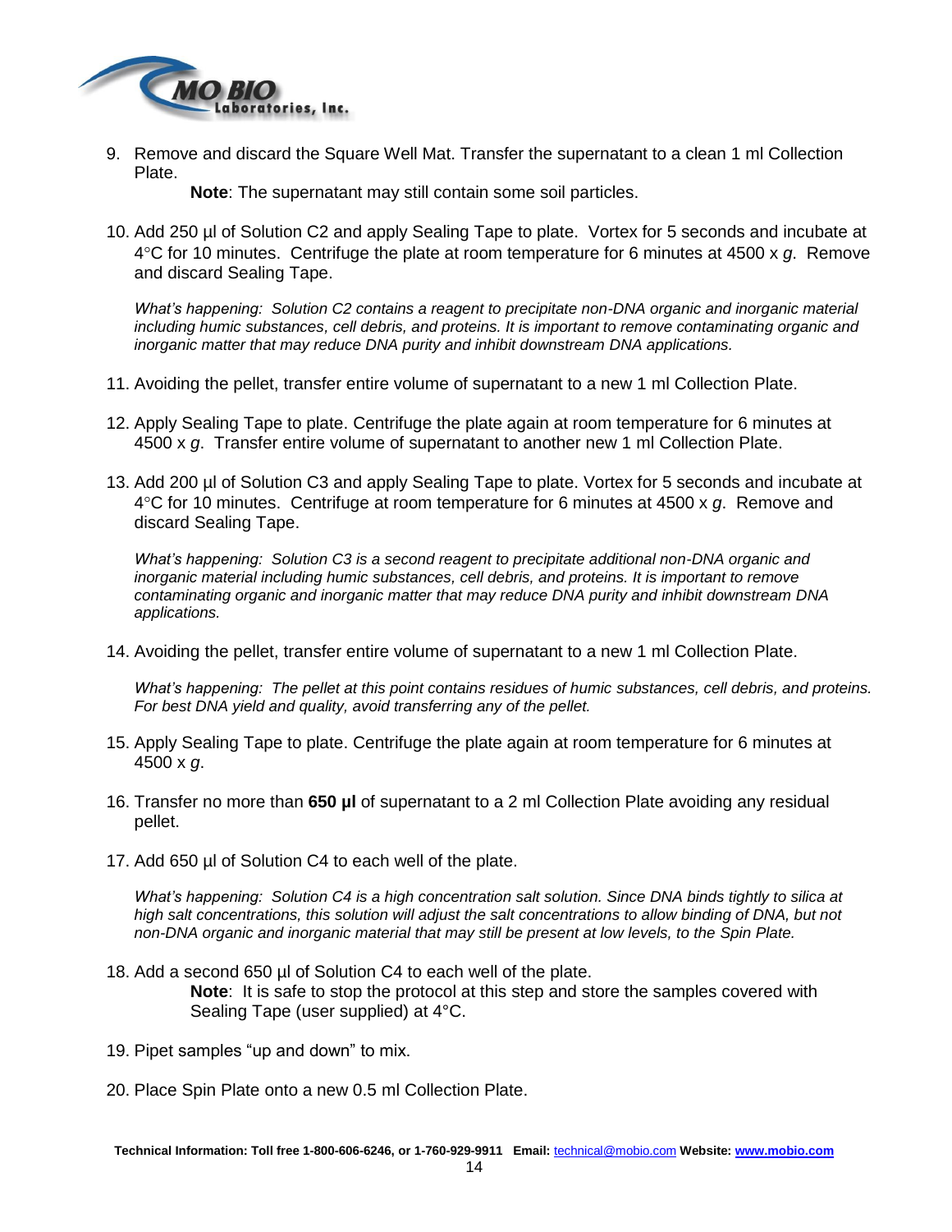9. Remove and discard the Square Well Mat. Transfer the supernatant to a clean 1 ml Collection Plate.

   **Note**: The supernatant may still contain some soil particles.

10. Add 250 µl of Solution C2 and apply Sealing Tape to plate. Vortex for 5 seconds and incubate at 4°C for 10 minutes. Centrifuge the plate at room temperature for 6 minutes at 4500 x *g*. Remove and discard Sealing Tape.

    *What's happening: Solution C2 contains a reagent to precipitate non-DNA organic and inorganic material including humic substances, cell debris, and proteins. It is important to remove contaminating organic and inorganic matter that may reduce DNA purity and inhibit downstream DNA applications.*

11. Avoiding the pellet, transfer entire volume of supernatant to a new 1 ml Collection Plate.

12. Apply Sealing Tape to plate. Centrifuge the plate again at room temperature for 6 minutes at 4500 x *g*. Transfer entire volume of supernatant to another new 1 ml Collection Plate.

13. Add 200 µl of Solution C3 and apply Sealing Tape to plate. Vortex for 5 seconds and incubate at 4°C for 10 minutes. Centrifuge at room temperature for 6 minutes at 4500 x *g*. Remove and discard Sealing Tape.

    *What's happening: Solution C3 is a second reagent to precipitate additional non-DNA organic and inorganic material including humic substances, cell debris, and proteins. It is important to remove contaminating organic and inorganic matter that may reduce DNA purity and inhibit downstream DNA applications.*

14. Avoiding the pellet, transfer entire volume of supernatant to a new 1 ml Collection Plate.

    *What's happening: The pellet at this point contains residues of humic substances, cell debris, and proteins. For best DNA yield and quality, avoid transferring any of the pellet.*

15. Apply Sealing Tape to plate. Centrifuge the plate again at room temperature for 6 minutes at 4500 x *g*.

16. Transfer no more than **650 µl** of supernatant to a 2 ml Collection Plate avoiding any residual pellet.

17. Add 650 µl of Solution C4 to each well of the plate.

    *What's happening: Solution C4 is a high concentration salt solution. Since DNA binds tightly to silica at high salt concentrations, this solution will adjust the salt concentrations to allow binding of DNA, but not non-DNA organic and inorganic material that may still be present at low levels, to the Spin Plate.*

18. Add a second 650 µl of Solution C4 to each well of the plate.

    **Note**: It is safe to stop the protocol at this step and store the samples covered with Sealing Tape (user supplied) at 4°C.

19. Pipet samples "up and down" to mix.

20. Place Spin Plate onto a new 0.5 ml Collection Plate.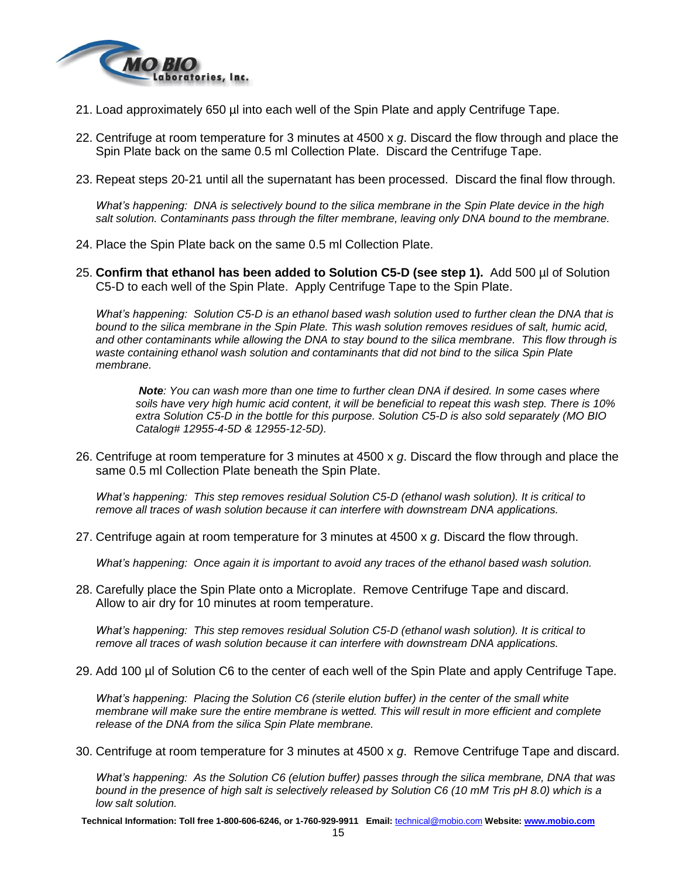21. Load approximately 650 µl into each well of the Spin Plate and apply Centrifuge Tape.

22. Centrifuge at room temperature for 3 minutes at 4500 x *g*. Discard the flow through and place the Spin Plate back on the same 0.5 ml Collection Plate. Discard the Centrifuge Tape.

23. Repeat steps 20-21 until all the supernatant has been processed. Discard the final flow through.

    *What's happening: DNA is selectively bound to the silica membrane in the Spin Plate device in the high salt solution. Contaminants pass through the filter membrane, leaving only DNA bound to the membrane.*

24. Place the Spin Plate back on the same 0.5 ml Collection Plate.

25. **Confirm that ethanol has been added to Solution C5-D (see step 1).** Add 500 µl of Solution C5-D to each well of the Spin Plate. Apply Centrifuge Tape to the Spin Plate.

    *What's happening: Solution C5-D is an ethanol based wash solution used to further clean the DNA that is bound to the silica membrane in the Spin Plate. This wash solution removes residues of salt, humic acid, and other contaminants while allowing the DNA to stay bound to the silica membrane. This flow through is waste containing ethanol wash solution and contaminants that did not bind to the silica Spin Plate membrane.*

    > ***Note**: You can wash more than one time to further clean DNA if desired. In some cases where soils have very high humic acid content, it will be beneficial to repeat this wash step. There is 10% extra Solution C5-D in the bottle for this purpose. Solution C5-D is also sold separately (MO BIO Catalog# 12955-4-5D & 12955-12-5D).*

26. Centrifuge at room temperature for 3 minutes at 4500 x *g*. Discard the flow through and place the same 0.5 ml Collection Plate beneath the Spin Plate.

    *What's happening: This step removes residual Solution C5-D (ethanol wash solution). It is critical to remove all traces of wash solution because it can interfere with downstream DNA applications.*

27. Centrifuge again at room temperature for 3 minutes at 4500 x *g*. Discard the flow through.

    *What's happening: Once again it is important to avoid any traces of the ethanol based wash solution.*

28. Carefully place the Spin Plate onto a Microplate. Remove Centrifuge Tape and discard. Allow to air dry for 10 minutes at room temperature.

    *What's happening: This step removes residual Solution C5-D (ethanol wash solution). It is critical to remove all traces of wash solution because it can interfere with downstream DNA applications.*

29. Add 100 µl of Solution C6 to the center of each well of the Spin Plate and apply Centrifuge Tape.

    *What's happening: Placing the Solution C6 (sterile elution buffer) in the center of the small white membrane will make sure the entire membrane is wetted. This will result in more efficient and complete release of the DNA from the silica Spin Plate membrane.*

30. Centrifuge at room temperature for 3 minutes at 4500 x *g*. Remove Centrifuge Tape and discard.

    *What's happening: As the Solution C6 (elution buffer) passes through the silica membrane, DNA that was bound in the presence of high salt is selectively released by Solution C6 (10 mM Tris pH 8.0) which is a low salt solution.*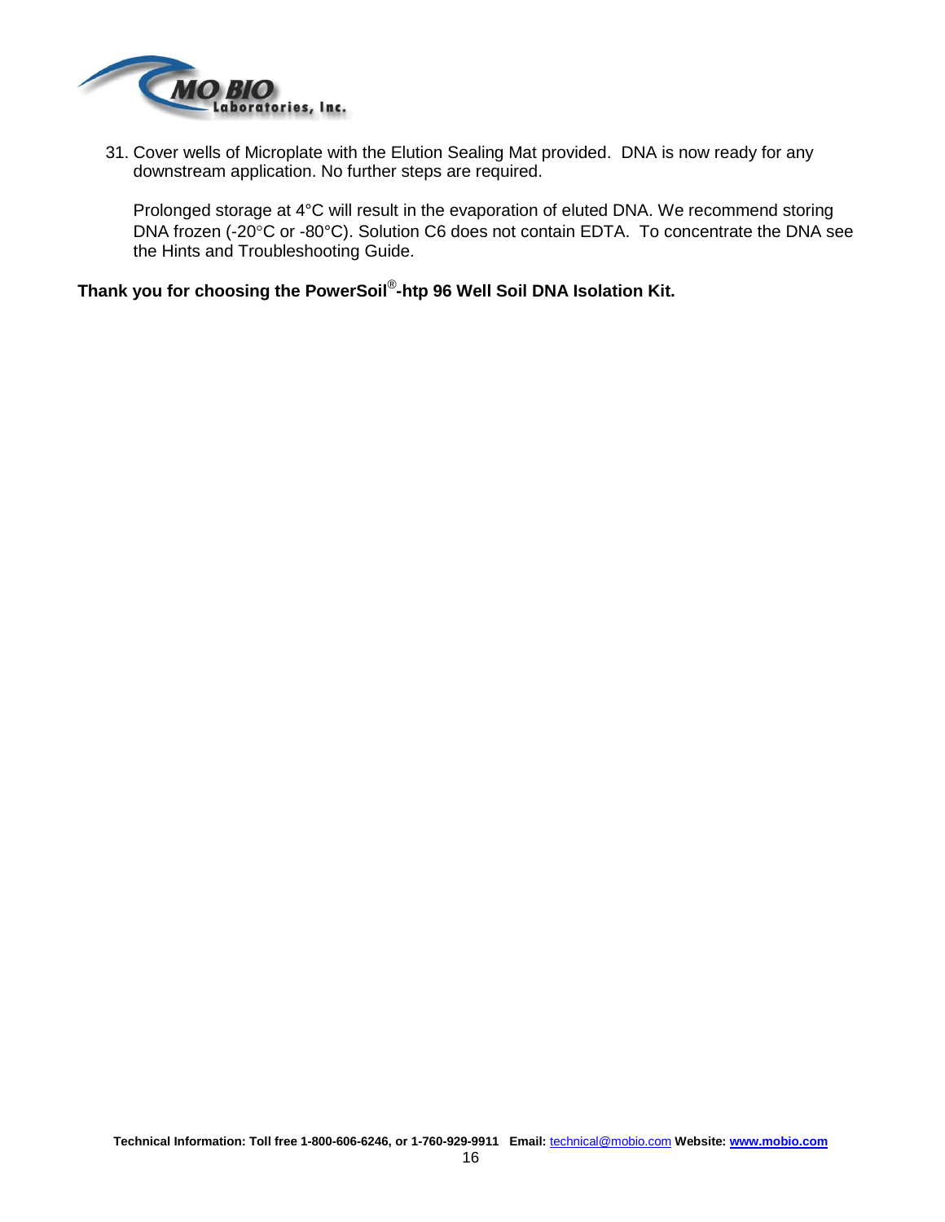31. Cover wells of Microplate with the Elution Sealing Mat provided.  DNA is now ready for any downstream application. No further steps are required.

    Prolonged storage at 4°C will result in the evaporation of eluted DNA. We recommend storing DNA frozen (-20°C or -80°C). Solution C6 does not contain EDTA.  To concentrate the DNA see the Hints and Troubleshooting Guide.

**Thank you for choosing the PowerSoil®-htp 96 Well Soil DNA Isolation Kit.**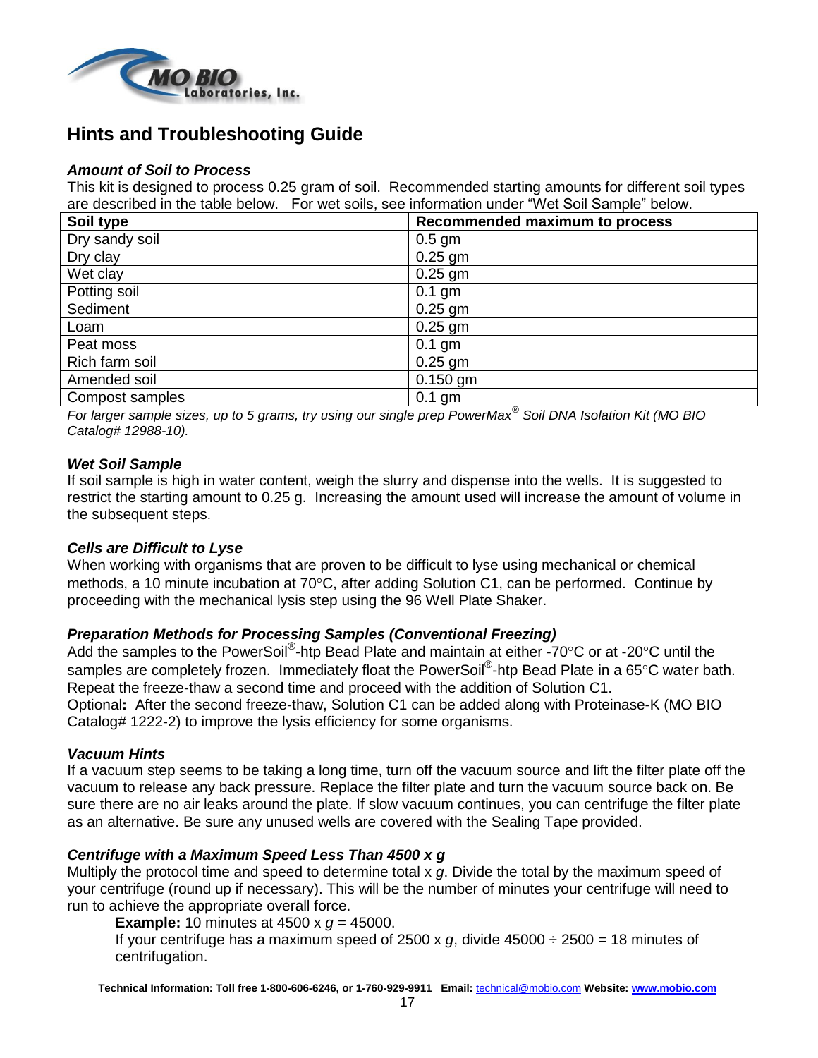# Hints and Troubleshooting Guide

### *Amount of Soil to Process*

This kit is designed to process 0.25 gram of soil. Recommended starting amounts for different soil types are described in the table below. For wet soils, see information under "Wet Soil Sample" below.

| Soil type | Recommended maximum to process |
|---|---|
| Dry sandy soil | 0.5 gm |
| Dry clay | 0.25 gm |
| Wet clay | 0.25 gm |
| Potting soil | 0.1 gm |
| Sediment | 0.25 gm |
| Loam | 0.25 gm |
| Peat moss | 0.1 gm |
| Rich farm soil | 0.25 gm |
| Amended soil | 0.150 gm |
| Compost samples | 0.1 gm |

*For larger sample sizes, up to 5 grams, try using our single prep PowerMax® Soil DNA Isolation Kit (MO BIO Catalog# 12988-10).*

### *Wet Soil Sample*

If soil sample is high in water content, weigh the slurry and dispense into the wells. It is suggested to restrict the starting amount to 0.25 g. Increasing the amount used will increase the amount of volume in the subsequent steps.

### *Cells are Difficult to Lyse*

When working with organisms that are proven to be difficult to lyse using mechanical or chemical methods, a 10 minute incubation at 70°C, after adding Solution C1, can be performed. Continue by proceeding with the mechanical lysis step using the 96 Well Plate Shaker.

### *Preparation Methods for Processing Samples (Conventional Freezing)*

Add the samples to the PowerSoil®-htp Bead Plate and maintain at either -70°C or at -20°C until the samples are completely frozen. Immediately float the PowerSoil®-htp Bead Plate in a 65°C water bath. Repeat the freeze-thaw a second time and proceed with the addition of Solution C1.
Optional**:** After the second freeze-thaw, Solution C1 can be added along with Proteinase-K (MO BIO Catalog# 1222-2) to improve the lysis efficiency for some organisms.

### *Vacuum Hints*

If a vacuum step seems to be taking a long time, turn off the vacuum source and lift the filter plate off the vacuum to release any back pressure. Replace the filter plate and turn the vacuum source back on. Be sure there are no air leaks around the plate. If slow vacuum continues, you can centrifuge the filter plate as an alternative. Be sure any unused wells are covered with the Sealing Tape provided.

### *Centrifuge with a Maximum Speed Less Than 4500 x g*

Multiply the protocol time and speed to determine total x *g*. Divide the total by the maximum speed of your centrifuge (round up if necessary). This will be the number of minutes your centrifuge will need to run to achieve the appropriate overall force.

> **Example:** 10 minutes at 4500 x *g* = 45000.
> If your centrifuge has a maximum speed of 2500 x *g*, divide 45000 ÷ 2500 = 18 minutes of centrifugation.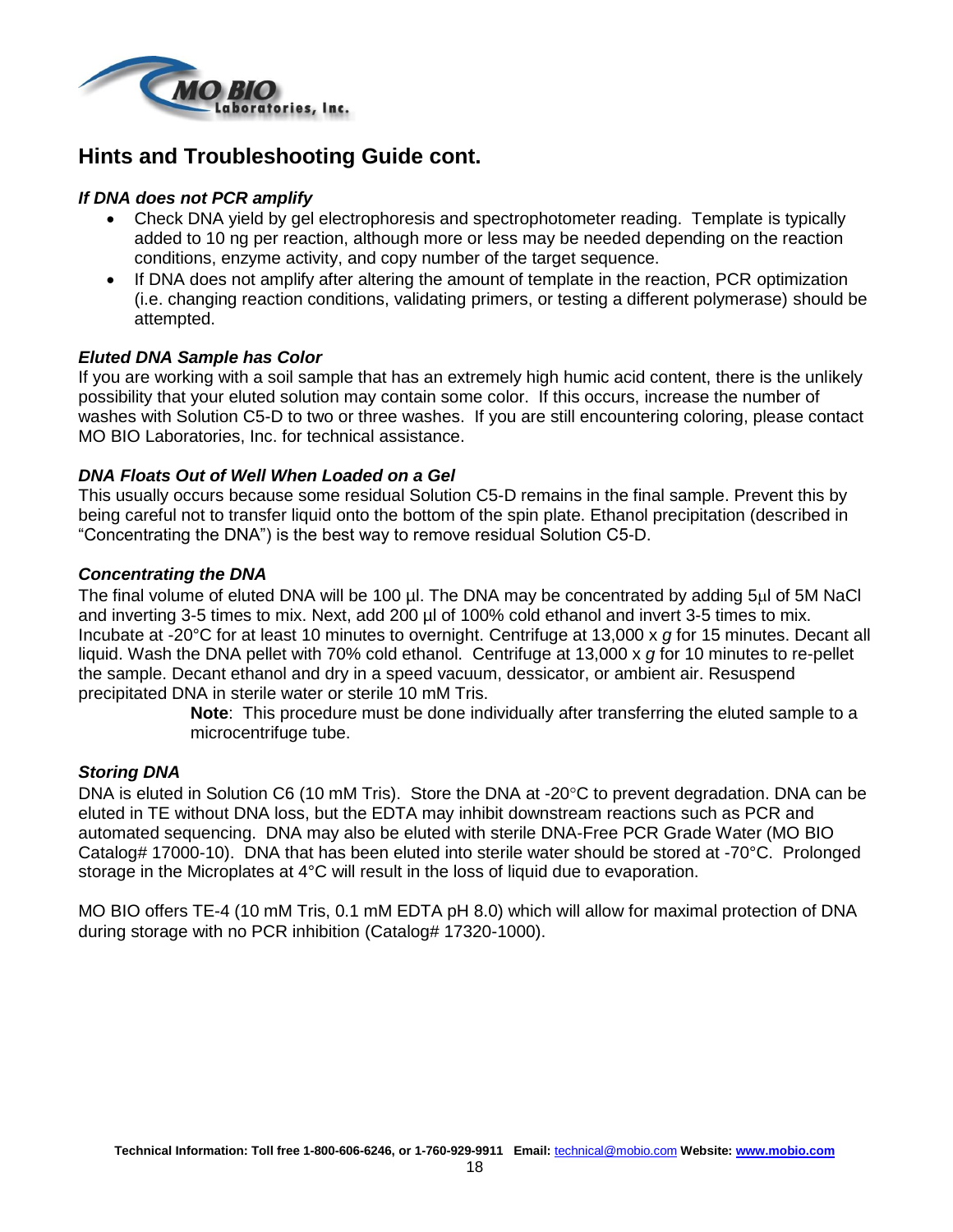## Hints and Troubleshooting Guide cont.

***If DNA does not PCR amplify***

- Check DNA yield by gel electrophoresis and spectrophotometer reading. Template is typically added to 10 ng per reaction, although more or less may be needed depending on the reaction conditions, enzyme activity, and copy number of the target sequence.
- If DNA does not amplify after altering the amount of template in the reaction, PCR optimization (i.e. changing reaction conditions, validating primers, or testing a different polymerase) should be attempted.

***Eluted DNA Sample has Color***

If you are working with a soil sample that has an extremely high humic acid content, there is the unlikely possibility that your eluted solution may contain some color. If this occurs, increase the number of washes with Solution C5-D to two or three washes. If you are still encountering coloring, please contact MO BIO Laboratories, Inc. for technical assistance.

***DNA Floats Out of Well When Loaded on a Gel***

This usually occurs because some residual Solution C5-D remains in the final sample. Prevent this by being careful not to transfer liquid onto the bottom of the spin plate. Ethanol precipitation (described in "Concentrating the DNA") is the best way to remove residual Solution C5-D.

***Concentrating the DNA***

The final volume of eluted DNA will be 100 µl. The DNA may be concentrated by adding 5µl of 5M NaCl and inverting 3-5 times to mix. Next, add 200 µl of 100% cold ethanol and invert 3-5 times to mix. Incubate at -20°C for at least 10 minutes to overnight. Centrifuge at 13,000 x *g* for 15 minutes. Decant all liquid. Wash the DNA pellet with 70% cold ethanol. Centrifuge at 13,000 x *g* for 10 minutes to re-pellet the sample. Decant ethanol and dry in a speed vacuum, dessicator, or ambient air. Resuspend precipitated DNA in sterile water or sterile 10 mM Tris.

> **Note**: This procedure must be done individually after transferring the eluted sample to a microcentrifuge tube.

***Storing DNA***

DNA is eluted in Solution C6 (10 mM Tris). Store the DNA at -20°C to prevent degradation. DNA can be eluted in TE without DNA loss, but the EDTA may inhibit downstream reactions such as PCR and automated sequencing. DNA may also be eluted with sterile DNA-Free PCR Grade Water (MO BIO Catalog# 17000-10). DNA that has been eluted into sterile water should be stored at -70°C. Prolonged storage in the Microplates at 4°C will result in the loss of liquid due to evaporation.

MO BIO offers TE-4 (10 mM Tris, 0.1 mM EDTA pH 8.0) which will allow for maximal protection of DNA during storage with no PCR inhibition (Catalog# 17320-1000).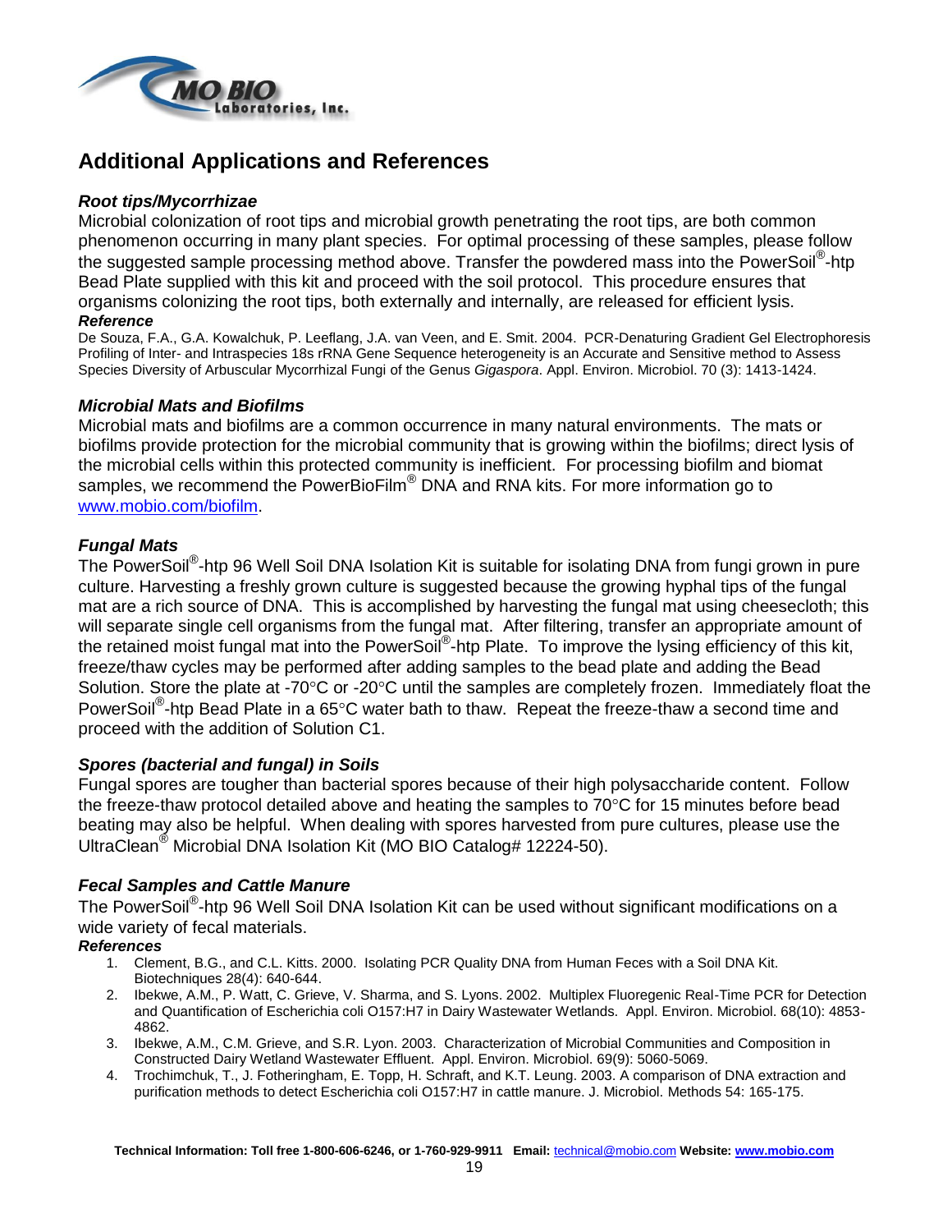## Additional Applications and References

### *Root tips/Mycorrhizae*

Microbial colonization of root tips and microbial growth penetrating the root tips, are both common phenomenon occurring in many plant species. For optimal processing of these samples, please follow the suggested sample processing method above. Transfer the powdered mass into the PowerSoil®-htp Bead Plate supplied with this kit and proceed with the soil protocol. This procedure ensures that organisms colonizing the root tips, both externally and internally, are released for efficient lysis.

***Reference***

De Souza, F.A., G.A. Kowalchuk, P. Leeflang, J.A. van Veen, and E. Smit. 2004. PCR-Denaturing Gradient Gel Electrophoresis Profiling of Inter- and Intraspecies 18s rRNA Gene Sequence heterogeneity is an Accurate and Sensitive method to Assess Species Diversity of Arbuscular Mycorrhizal Fungi of the Genus *Gigaspora*. Appl. Environ. Microbiol. 70 (3): 1413-1424.

### *Microbial Mats and Biofilms*

Microbial mats and biofilms are a common occurrence in many natural environments. The mats or biofilms provide protection for the microbial community that is growing within the biofilms; direct lysis of the microbial cells within this protected community is inefficient. For processing biofilm and biomat samples, we recommend the PowerBioFilm® DNA and RNA kits. For more information go to www.mobio.com/biofilm.

### *Fungal Mats*

The PowerSoil®-htp 96 Well Soil DNA Isolation Kit is suitable for isolating DNA from fungi grown in pure culture. Harvesting a freshly grown culture is suggested because the growing hyphal tips of the fungal mat are a rich source of DNA. This is accomplished by harvesting the fungal mat using cheesecloth; this will separate single cell organisms from the fungal mat. After filtering, transfer an appropriate amount of the retained moist fungal mat into the PowerSoil®-htp Plate. To improve the lysing efficiency of this kit, freeze/thaw cycles may be performed after adding samples to the bead plate and adding the Bead Solution. Store the plate at -70°C or -20°C until the samples are completely frozen. Immediately float the PowerSoil®-htp Bead Plate in a 65°C water bath to thaw. Repeat the freeze-thaw a second time and proceed with the addition of Solution C1.

### *Spores (bacterial and fungal) in Soils*

Fungal spores are tougher than bacterial spores because of their high polysaccharide content. Follow the freeze-thaw protocol detailed above and heating the samples to 70°C for 15 minutes before bead beating may also be helpful. When dealing with spores harvested from pure cultures, please use the UltraClean® Microbial DNA Isolation Kit (MO BIO Catalog# 12224-50).

### *Fecal Samples and Cattle Manure*

The PowerSoil®-htp 96 Well Soil DNA Isolation Kit can be used without significant modifications on a wide variety of fecal materials.

***References***

1. Clement, B.G., and C.L. Kitts. 2000. Isolating PCR Quality DNA from Human Feces with a Soil DNA Kit. Biotechniques 28(4): 640-644.
2. Ibekwe, A.M., P. Watt, C. Grieve, V. Sharma, and S. Lyons. 2002. Multiplex Fluoregenic Real-Time PCR for Detection and Quantification of Escherichia coli O157:H7 in Dairy Wastewater Wetlands. Appl. Environ. Microbiol. 68(10): 4853-4862.
3. Ibekwe, A.M., C.M. Grieve, and S.R. Lyon. 2003. Characterization of Microbial Communities and Composition in Constructed Dairy Wetland Wastewater Effluent. Appl. Environ. Microbiol. 69(9): 5060-5069.
4. Trochimchuk, T., J. Fotheringham, E. Topp, H. Schraft, and K.T. Leung. 2003. A comparison of DNA extraction and purification methods to detect Escherichia coli O157:H7 in cattle manure. J. Microbiol. Methods 54: 165-175.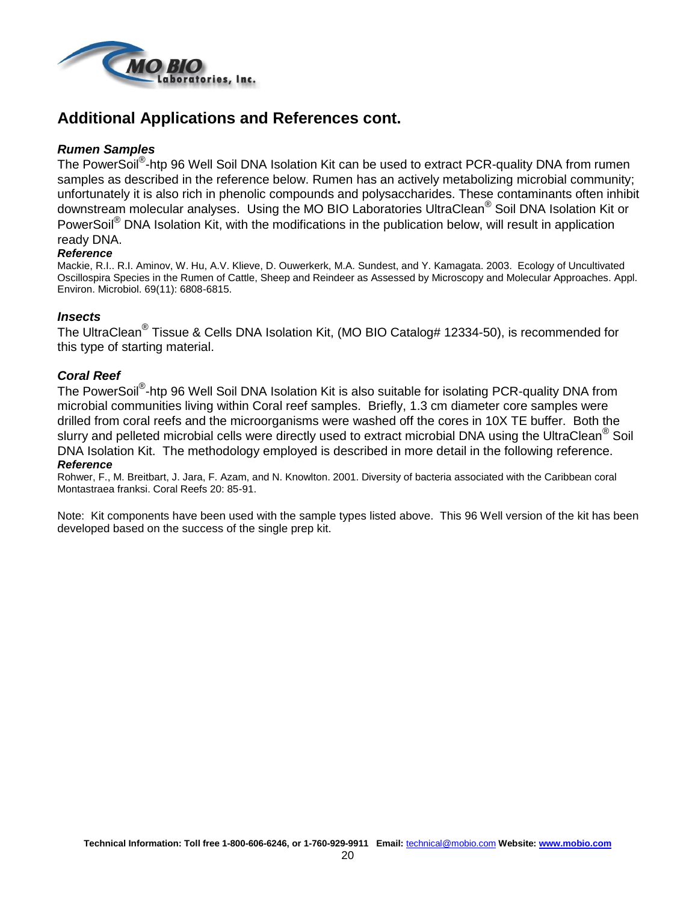## Additional Applications and References cont.

### *Rumen Samples*

The PowerSoil®-htp 96 Well Soil DNA Isolation Kit can be used to extract PCR-quality DNA from rumen samples as described in the reference below. Rumen has an actively metabolizing microbial community; unfortunately it is also rich in phenolic compounds and polysaccharides. These contaminants often inhibit downstream molecular analyses. Using the MO BIO Laboratories UltraClean® Soil DNA Isolation Kit or PowerSoil® DNA Isolation Kit, with the modifications in the publication below, will result in application ready DNA.

***Reference***

Mackie, R.I.. R.I. Aminov, W. Hu, A.V. Klieve, D. Ouwerkerk, M.A. Sundest, and Y. Kamagata. 2003. Ecology of Uncultivated Oscillospira Species in the Rumen of Cattle, Sheep and Reindeer as Assessed by Microscopy and Molecular Approaches. Appl. Environ. Microbiol. 69(11): 6808-6815.

### *Insects*

The UltraClean® Tissue & Cells DNA Isolation Kit, (MO BIO Catalog# 12334-50), is recommended for this type of starting material.

### *Coral Reef*

The PowerSoil®-htp 96 Well Soil DNA Isolation Kit is also suitable for isolating PCR-quality DNA from microbial communities living within Coral reef samples. Briefly, 1.3 cm diameter core samples were drilled from coral reefs and the microorganisms were washed off the cores in 10X TE buffer. Both the slurry and pelleted microbial cells were directly used to extract microbial DNA using the UltraClean® Soil DNA Isolation Kit. The methodology employed is described in more detail in the following reference.

***Reference***

Rohwer, F., M. Breitbart, J. Jara, F. Azam, and N. Knowlton. 2001. Diversity of bacteria associated with the Caribbean coral Montastraea franksi. Coral Reefs 20: 85-91.

Note: Kit components have been used with the sample types listed above. This 96 Well version of the kit has been developed based on the success of the single prep kit.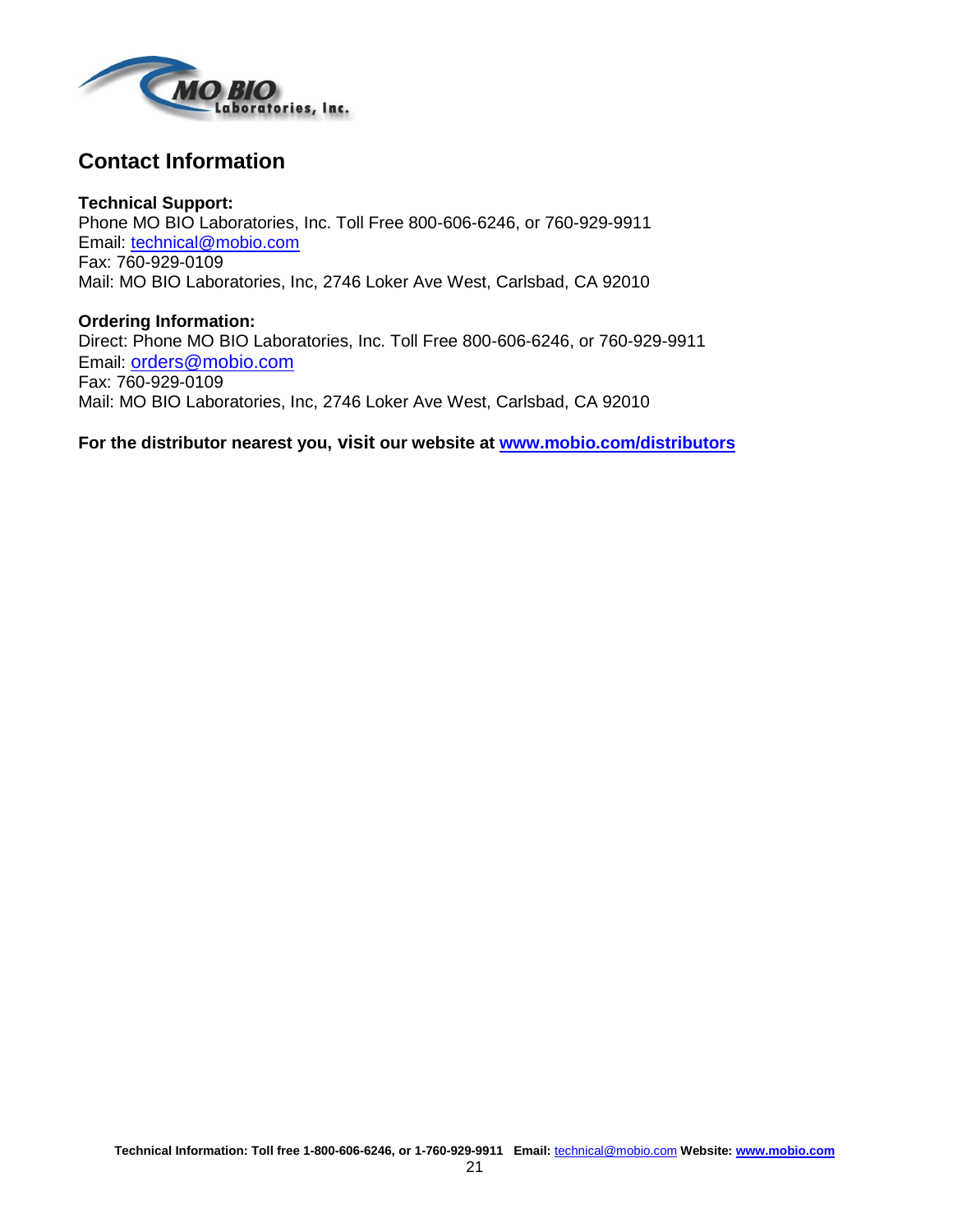## Contact Information

**Technical Support:**
Phone MO BIO Laboratories, Inc. Toll Free 800-606-6246, or 760-929-9911
Email: technical@mobio.com
Fax: 760-929-0109
Mail: MO BIO Laboratories, Inc, 2746 Loker Ave West, Carlsbad, CA 92010

**Ordering Information:**
Direct: Phone MO BIO Laboratories, Inc. Toll Free 800-606-6246, or 760-929-9911
Email: orders@mobio.com
Fax: 760-929-0109
Mail: MO BIO Laboratories, Inc, 2746 Loker Ave West, Carlsbad, CA 92010

**For the distributor nearest you, visit our website at www.mobio.com/distributors**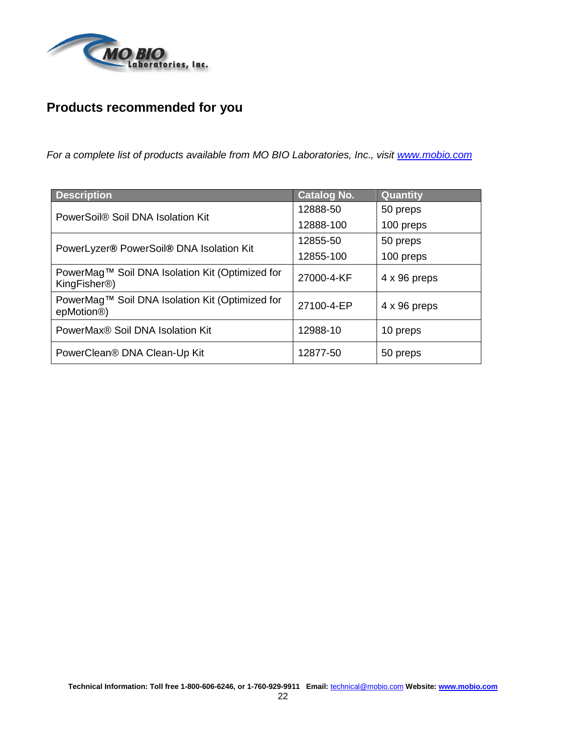## Products recommended for you

*For a complete list of products available from MO BIO Laboratories, Inc., visit [www.mobio.com](http://www.mobio.com)*

| Description | Catalog No. | Quantity |
|---|---|---|
| PowerSoil® Soil DNA Isolation Kit | 12888-50 | 50 preps |
| | 12888-100 | 100 preps |
| PowerLyzer**®** PowerSoil**®** DNA Isolation Kit | 12855-50 | 50 preps |
| | 12855-100 | 100 preps |
| PowerMag™ Soil DNA Isolation Kit (Optimized for KingFisher®) | 27000-4-KF | 4 x 96 preps |
| PowerMag™ Soil DNA Isolation Kit (Optimized for epMotion®) | 27100-4-EP | 4 x 96 preps |
| PowerMax® Soil DNA Isolation Kit | 12988-10 | 10 preps |
| PowerClean® DNA Clean-Up Kit | 12877-50 | 50 preps |